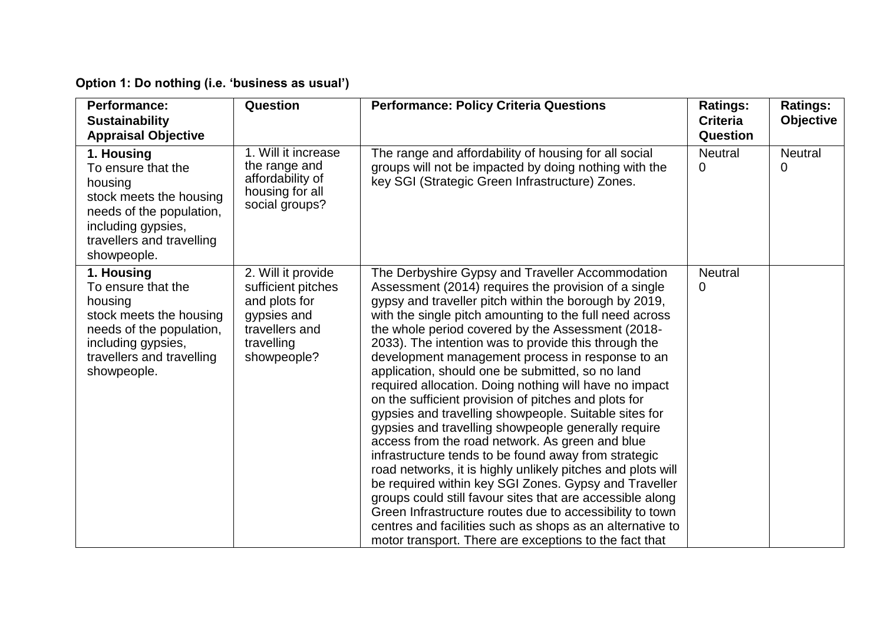**Option 1: Do nothing (i.e. 'business as usual')**

| Performance: Sustainability Appraisal Objective | Question | Performance: Policy Criteria Questions | Ratings: Criteria Question | Ratings: Objective |
|---|---|---|---|---|
| **1. Housing** To ensure that the housing stock meets the housing needs of the population, including gypsies, travellers and travelling showpeople. | 1. Will it increase the range and affordability of housing for all social groups? | The range and affordability of housing for all social groups will not be impacted by doing nothing with the key SGI (Strategic Green Infrastructure) Zones. | Neutral 0 | Neutral 0 |
| **1. Housing** To ensure that the housing stock meets the housing needs of the population, including gypsies, travellers and travelling showpeople. | 2. Will it provide sufficient pitches and plots for gypsies and travellers and travelling showpeople? | The Derbyshire Gypsy and Traveller Accommodation Assessment (2014) requires the provision of a single gypsy and traveller pitch within the borough by 2019, with the single pitch amounting to the full need across the whole period covered by the Assessment (2018-2033). The intention was to provide this through the development management process in response to an application, should one be submitted, so no land required allocation. Doing nothing will have no impact on the sufficient provision of pitches and plots for gypsies and travelling showpeople. Suitable sites for gypsies and travelling showpeople generally require access from the road network. As green and blue infrastructure tends to be found away from strategic road networks, it is highly unlikely pitches and plots will be required within key SGI Zones. Gypsy and Traveller groups could still favour sites that are accessible along Green Infrastructure routes due to accessibility to town centres and facilities such as shops as an alternative to motor transport. There are exceptions to the fact that | Neutral 0 | |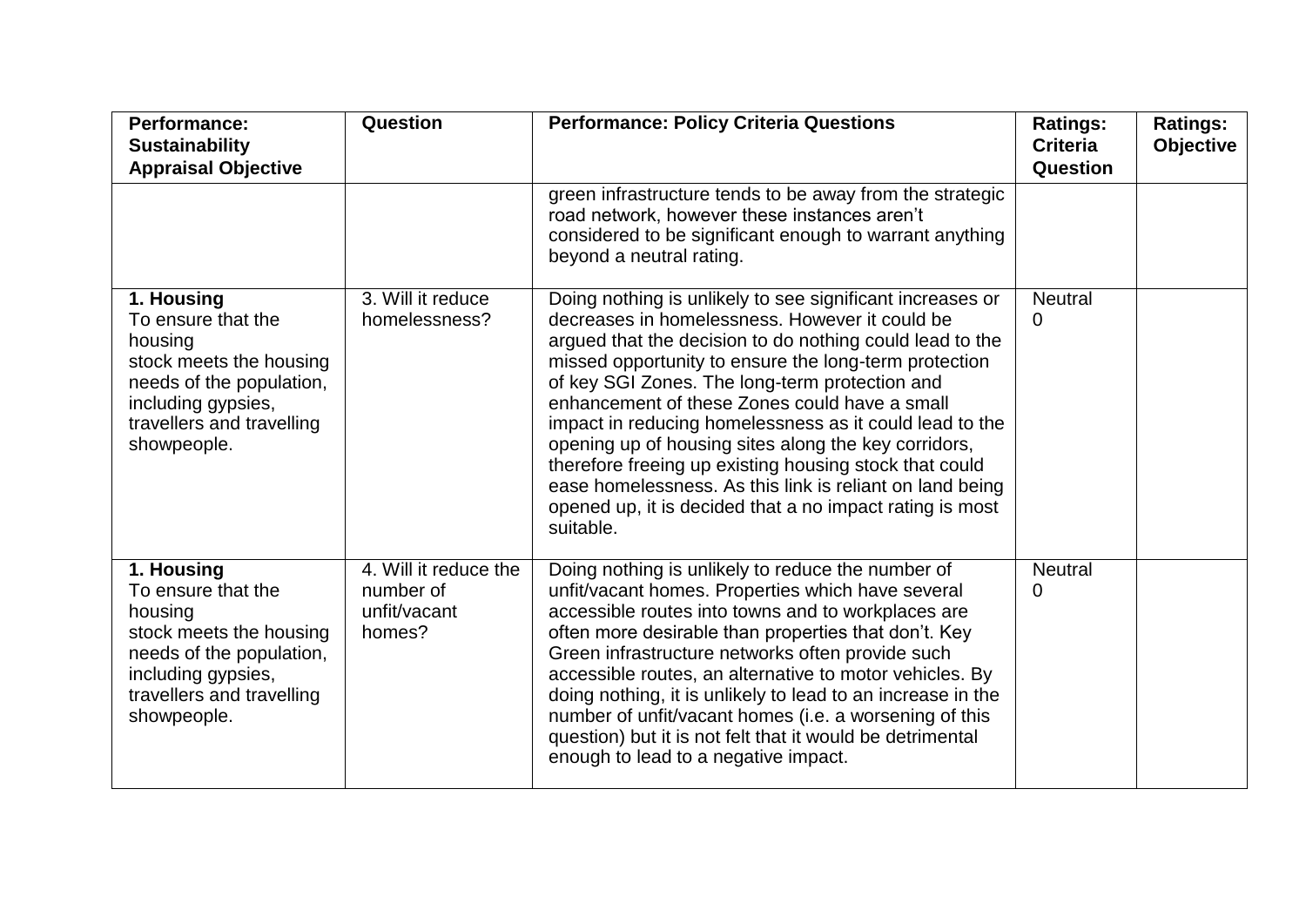| Performance: Sustainability Appraisal Objective | Question | Performance: Policy Criteria Questions | Ratings: Criteria Question | Ratings: Objective |
|---|---|---|---|---|
| | | green infrastructure tends to be away from the strategic road network, however these instances aren't considered to be significant enough to warrant anything beyond a neutral rating. | | |
| **1. Housing** To ensure that the housing stock meets the housing needs of the population, including gypsies, travellers and travelling showpeople. | 3. Will it reduce homelessness? | Doing nothing is unlikely to see significant increases or decreases in homelessness. However it could be argued that the decision to do nothing could lead to the missed opportunity to ensure the long-term protection of key SGI Zones. The long-term protection and enhancement of these Zones could have a small impact in reducing homelessness as it could lead to the opening up of housing sites along the key corridors, therefore freeing up existing housing stock that could ease homelessness. As this link is reliant on land being opened up, it is decided that a no impact rating is most suitable. | Neutral 0 | |
| **1. Housing** To ensure that the housing stock meets the housing needs of the population, including gypsies, travellers and travelling showpeople. | 4. Will it reduce the number of unfit/vacant homes? | Doing nothing is unlikely to reduce the number of unfit/vacant homes. Properties which have several accessible routes into towns and to workplaces are often more desirable than properties that don't. Key Green infrastructure networks often provide such accessible routes, an alternative to motor vehicles. By doing nothing, it is unlikely to lead to an increase in the number of unfit/vacant homes (i.e. a worsening of this question) but it is not felt that it would be detrimental enough to lead to a negative impact. | Neutral 0 | |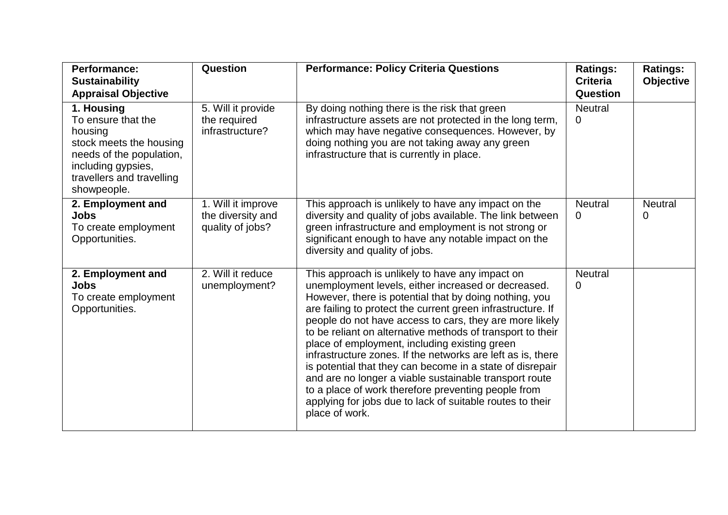| **Performance: Sustainability Appraisal Objective** | **Question** | **Performance: Policy Criteria Questions** | **Ratings: Criteria Question** | **Ratings: Objective** |
|---|---|---|---|---|
| **1. Housing** To ensure that the housing stock meets the housing needs of the population, including gypsies, travellers and travelling showpeople. | 5. Will it provide the required infrastructure? | By doing nothing there is the risk that green infrastructure assets are not protected in the long term, which may have negative consequences. However, by doing nothing you are not taking away any green infrastructure that is currently in place. | Neutral 0 | |
| **2. Employment and Jobs** To create employment Opportunities. | 1. Will it improve the diversity and quality of jobs? | This approach is unlikely to have any impact on the diversity and quality of jobs available. The link between green infrastructure and employment is not strong or significant enough to have any notable impact on the diversity and quality of jobs. | Neutral 0 | Neutral 0 |
| **2. Employment and Jobs** To create employment Opportunities. | 2. Will it reduce unemployment? | This approach is unlikely to have any impact on unemployment levels, either increased or decreased. However, there is potential that by doing nothing, you are failing to protect the current green infrastructure. If people do not have access to cars, they are more likely to be reliant on alternative methods of transport to their place of employment, including existing green infrastructure zones. If the networks are left as is, there is potential that they can become in a state of disrepair and are no longer a viable sustainable transport route to a place of work therefore preventing people from applying for jobs due to lack of suitable routes to their place of work. | Neutral 0 | |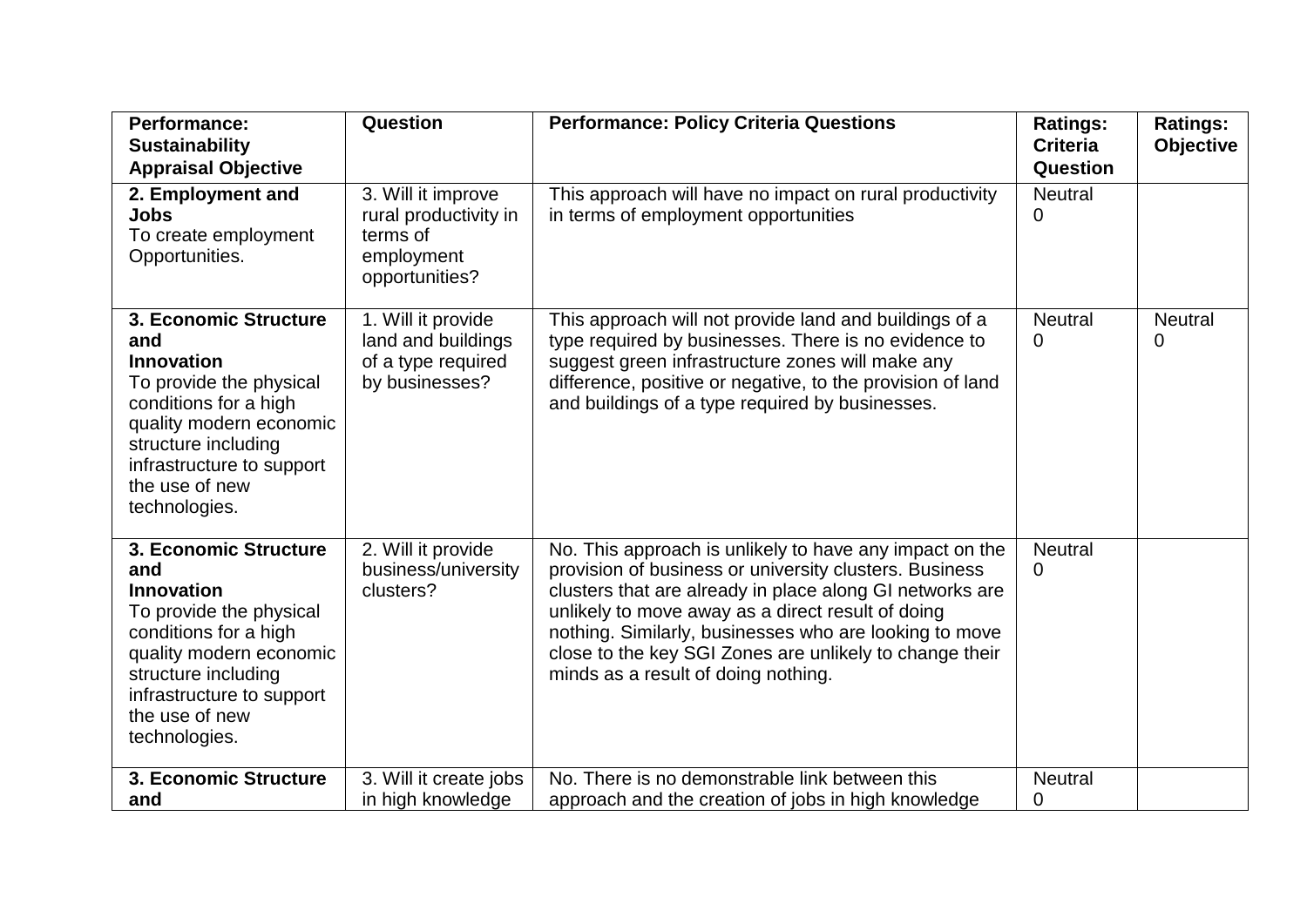| Performance: Sustainability Appraisal Objective | Question | Performance: Policy Criteria Questions | Ratings: Criteria Question | Ratings: Objective |
|---|---|---|---|---|
| **2. Employment and Jobs** To create employment Opportunities. | 3. Will it improve rural productivity in terms of employment opportunities? | This approach will have no impact on rural productivity in terms of employment opportunities | Neutral 0 | |
| **3. Economic Structure and Innovation** To provide the physical conditions for a high quality modern economic structure including infrastructure to support the use of new technologies. | 1. Will it provide land and buildings of a type required by businesses? | This approach will not provide land and buildings of a type required by businesses. There is no evidence to suggest green infrastructure zones will make any difference, positive or negative, to the provision of land and buildings of a type required by businesses. | Neutral 0 | Neutral 0 |
| **3. Economic Structure and Innovation** To provide the physical conditions for a high quality modern economic structure including infrastructure to support the use of new technologies. | 2. Will it provide business/university clusters? | No. This approach is unlikely to have any impact on the provision of business or university clusters. Business clusters that are already in place along GI networks are unlikely to move away as a direct result of doing nothing. Similarly, businesses who are looking to move close to the key SGI Zones are unlikely to change their minds as a result of doing nothing. | Neutral 0 | |
| **3. Economic Structure and** | 3. Will it create jobs in high knowledge | No. There is no demonstrable link between this approach and the creation of jobs in high knowledge | Neutral 0 | |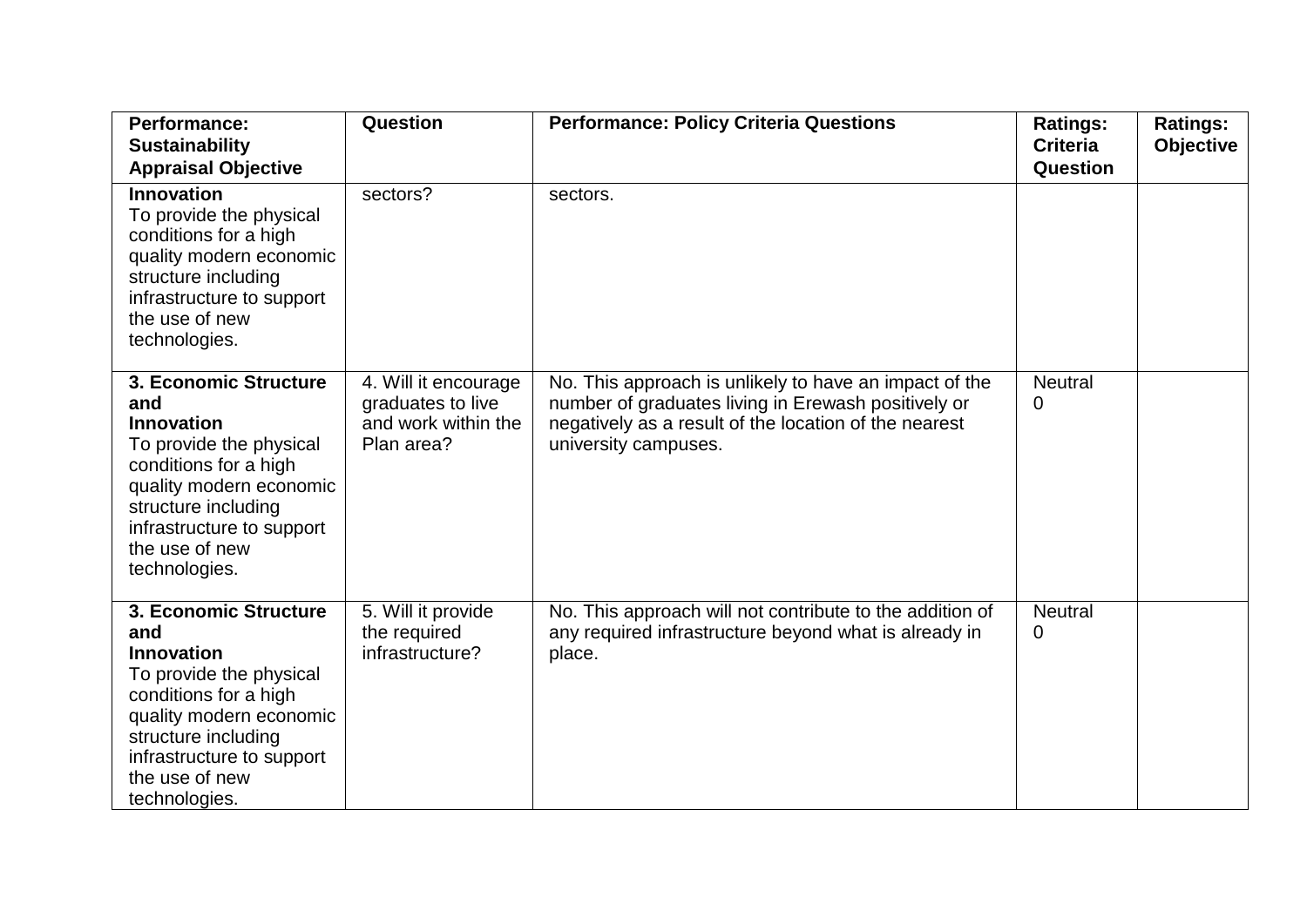| Performance: Sustainability Appraisal Objective | Question | Performance: Policy Criteria Questions | Ratings: Criteria Question | Ratings: Objective |
|---|---|---|---|---|
| **Innovation** To provide the physical conditions for a high quality modern economic structure including infrastructure to support the use of new technologies. | sectors? | sectors. | | |
| **3. Economic Structure and Innovation** To provide the physical conditions for a high quality modern economic structure including infrastructure to support the use of new technologies. | 4. Will it encourage graduates to live and work within the Plan area? | No. This approach is unlikely to have an impact of the number of graduates living in Erewash positively or negatively as a result of the location of the nearest university campuses. | Neutral 0 | |
| **3. Economic Structure and Innovation** To provide the physical conditions for a high quality modern economic structure including infrastructure to support the use of new technologies. | 5. Will it provide the required infrastructure? | No. This approach will not contribute to the addition of any required infrastructure beyond what is already in place. | Neutral 0 | |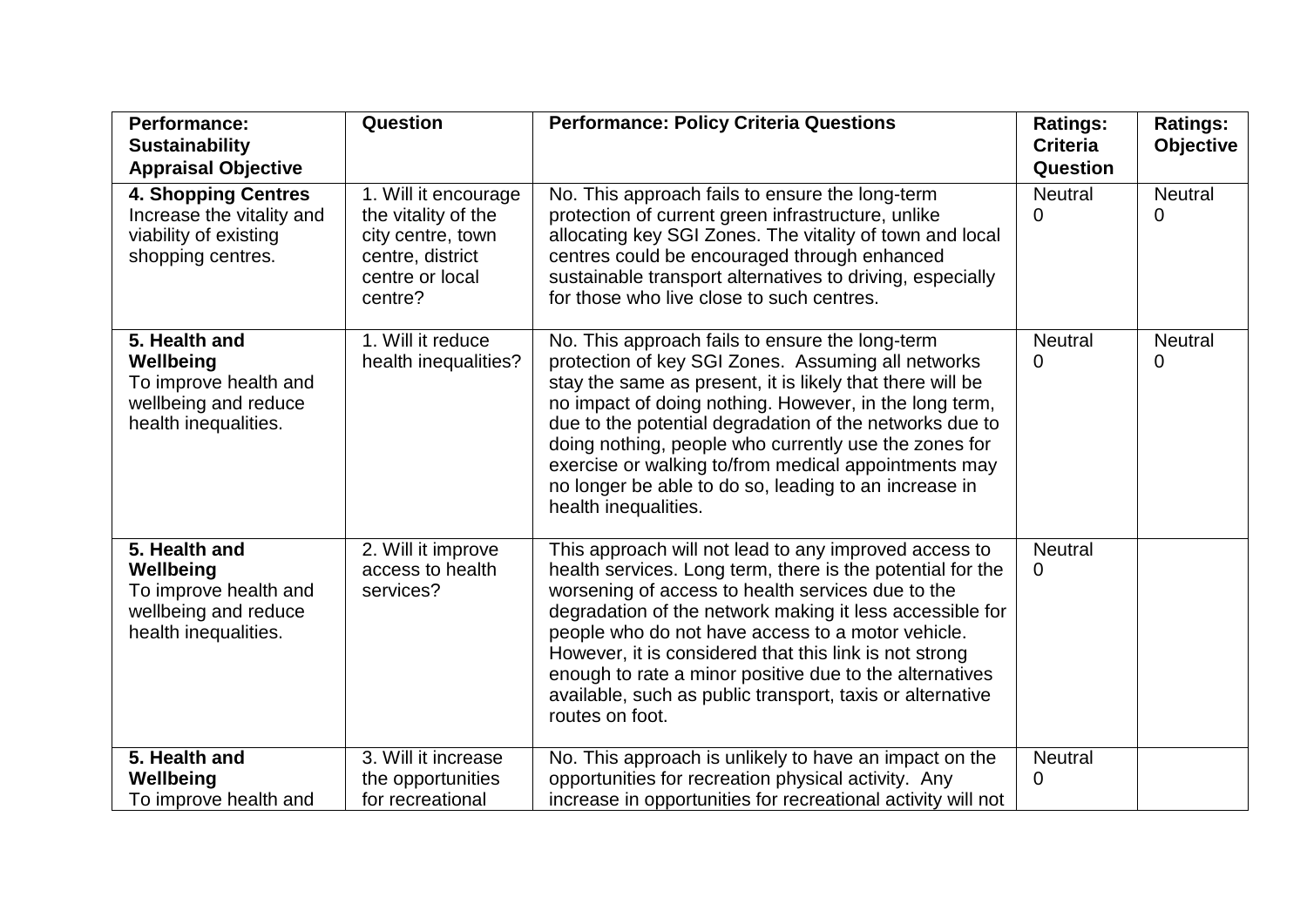| **Performance: Sustainability Appraisal Objective** | **Question** | **Performance: Policy Criteria Questions** | **Ratings: Criteria Question** | **Ratings: Objective** |
|---|---|---|---|---|
| **4. Shopping Centres** Increase the vitality and viability of existing shopping centres. | 1. Will it encourage the vitality of the city centre, town centre, district centre or local centre? | No. This approach fails to ensure the long-term protection of current green infrastructure, unlike allocating key SGI Zones. The vitality of town and local centres could be encouraged through enhanced sustainable transport alternatives to driving, especially for those who live close to such centres. | Neutral 0 | Neutral 0 |
| **5. Health and Wellbeing** To improve health and wellbeing and reduce health inequalities. | 1. Will it reduce health inequalities? | No. This approach fails to ensure the long-term protection of key SGI Zones. Assuming all networks stay the same as present, it is likely that there will be no impact of doing nothing. However, in the long term, due to the potential degradation of the networks due to doing nothing, people who currently use the zones for exercise or walking to/from medical appointments may no longer be able to do so, leading to an increase in health inequalities. | Neutral 0 | Neutral 0 |
| **5. Health and Wellbeing** To improve health and wellbeing and reduce health inequalities. | 2. Will it improve access to health services? | This approach will not lead to any improved access to health services. Long term, there is the potential for the worsening of access to health services due to the degradation of the network making it less accessible for people who do not have access to a motor vehicle. However, it is considered that this link is not strong enough to rate a minor positive due to the alternatives available, such as public transport, taxis or alternative routes on foot. | Neutral 0 | |
| **5. Health and Wellbeing** To improve health and | 3. Will it increase the opportunities for recreational | No. This approach is unlikely to have an impact on the opportunities for recreation physical activity. Any increase in opportunities for recreational activity will not | Neutral 0 | |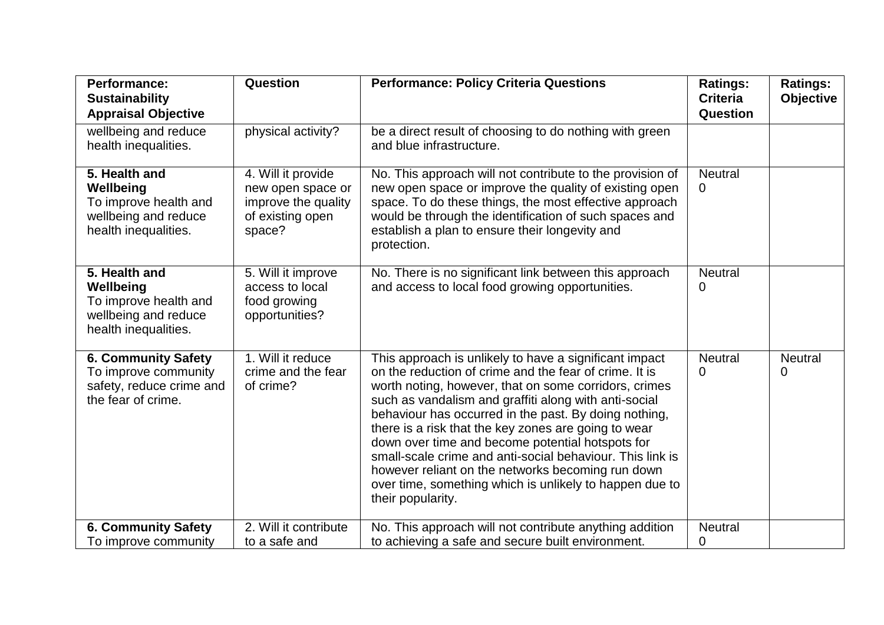| Performance: Sustainability Appraisal Objective | Question | Performance: Policy Criteria Questions | Ratings: Criteria Question | Ratings: Objective |
|---|---|---|---|---|
| wellbeing and reduce health inequalities. | physical activity? | be a direct result of choosing to do nothing with green and blue infrastructure. | | |
| **5. Health and Wellbeing** To improve health and wellbeing and reduce health inequalities. | 4. Will it provide new open space or improve the quality of existing open space? | No. This approach will not contribute to the provision of new open space or improve the quality of existing open space. To do these things, the most effective approach would be through the identification of such spaces and establish a plan to ensure their longevity and protection. | Neutral 0 | |
| **5. Health and Wellbeing** To improve health and wellbeing and reduce health inequalities. | 5. Will it improve access to local food growing opportunities? | No. There is no significant link between this approach and access to local food growing opportunities. | Neutral 0 | |
| **6. Community Safety** To improve community safety, reduce crime and the fear of crime. | 1. Will it reduce crime and the fear of crime? | This approach is unlikely to have a significant impact on the reduction of crime and the fear of crime. It is worth noting, however, that on some corridors, crimes such as vandalism and graffiti along with anti-social behaviour has occurred in the past. By doing nothing, there is a risk that the key zones are going to wear down over time and become potential hotspots for small-scale crime and anti-social behaviour. This link is however reliant on the networks becoming run down over time, something which is unlikely to happen due to their popularity. | Neutral 0 | Neutral 0 |
| **6. Community Safety** To improve community | 2. Will it contribute to a safe and | No. This approach will not contribute anything addition to achieving a safe and secure built environment. | Neutral 0 | |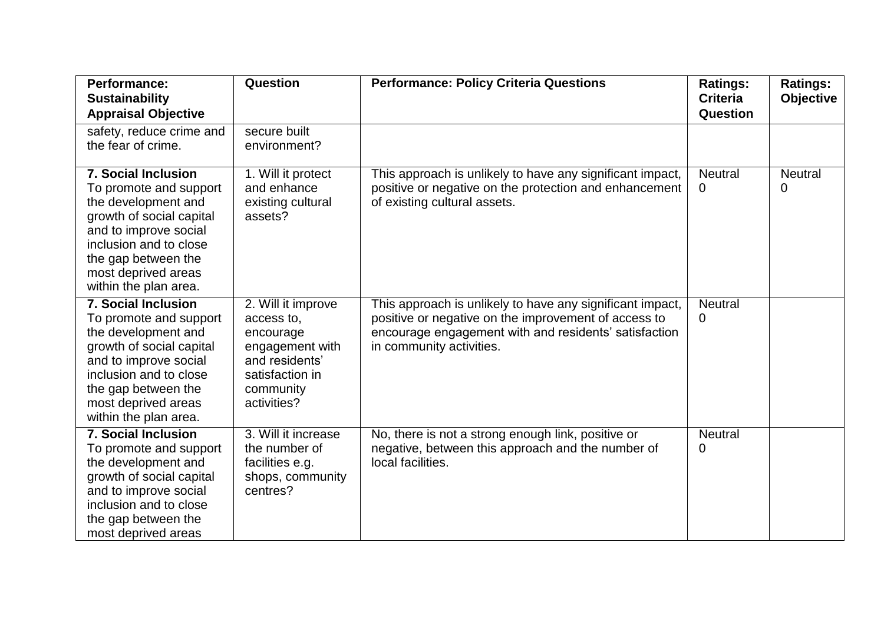| Performance: Sustainability Appraisal Objective | Question | Performance: Policy Criteria Questions | Ratings: Criteria Question | Ratings: Objective |
|---|---|---|---|---|
| safety, reduce crime and the fear of crime. | secure built environment? | | | |
| **7. Social Inclusion** To promote and support the development and growth of social capital and to improve social inclusion and to close the gap between the most deprived areas within the plan area. | 1. Will it protect and enhance existing cultural assets? | This approach is unlikely to have any significant impact, positive or negative on the protection and enhancement of existing cultural assets. | Neutral 0 | Neutral 0 |
| **7. Social Inclusion** To promote and support the development and growth of social capital and to improve social inclusion and to close the gap between the most deprived areas within the plan area. | 2. Will it improve access to, encourage engagement with and residents' satisfaction in community activities? | This approach is unlikely to have any significant impact, positive or negative on the improvement of access to encourage engagement with and residents' satisfaction in community activities. | Neutral 0 | |
| **7. Social Inclusion** To promote and support the development and growth of social capital and to improve social inclusion and to close the gap between the most deprived areas | 3. Will it increase the number of facilities e.g. shops, community centres? | No, there is not a strong enough link, positive or negative, between this approach and the number of local facilities. | Neutral 0 | |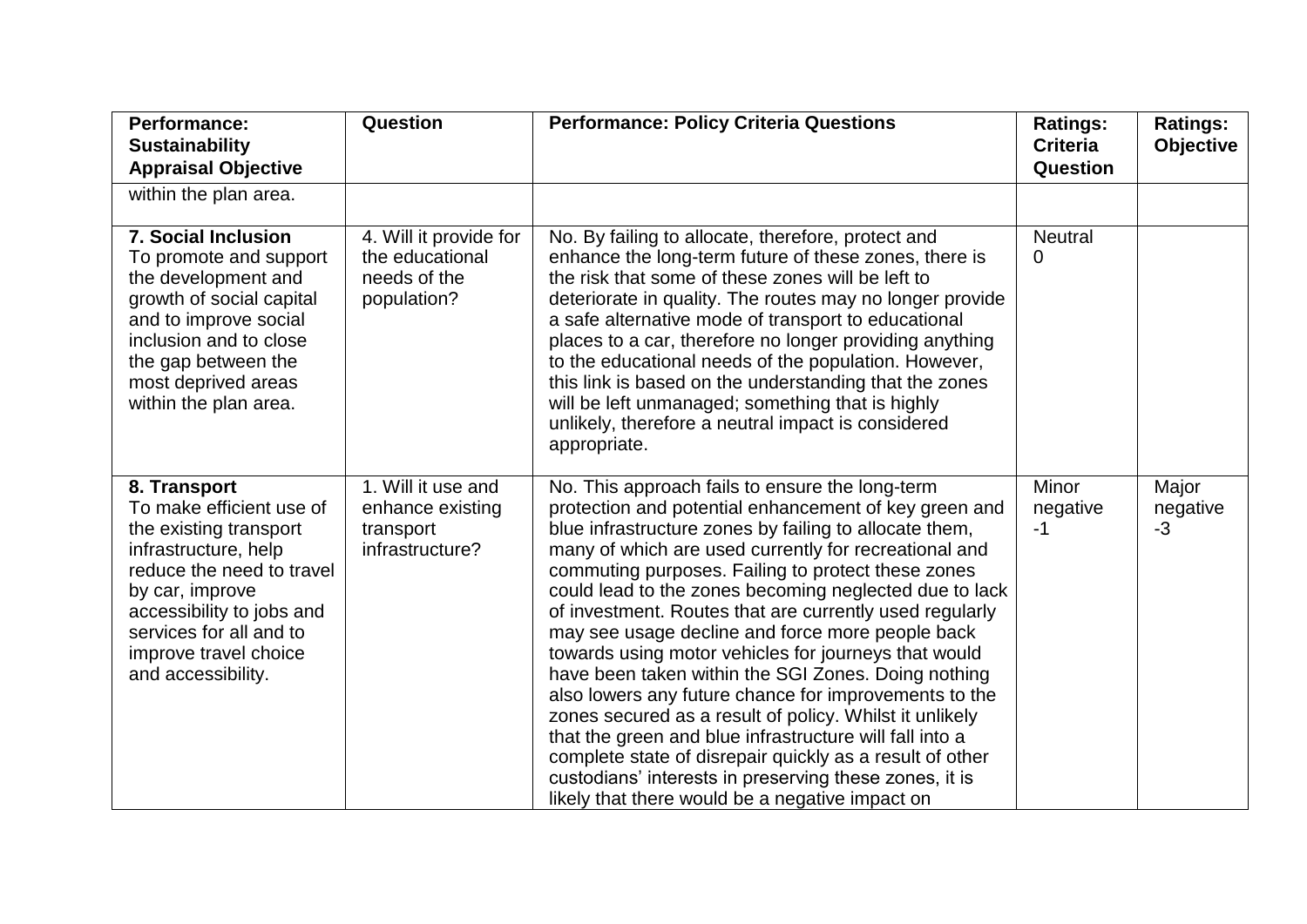| Performance: Sustainability Appraisal Objective | Question | Performance: Policy Criteria Questions | Ratings: Criteria Question | Ratings: Objective |
|---|---|---|---|---|
| within the plan area. | | | | |
| **7. Social Inclusion** To promote and support the development and growth of social capital and to improve social inclusion and to close the gap between the most deprived areas within the plan area. | 4. Will it provide for the educational needs of the population? | No. By failing to allocate, therefore, protect and enhance the long-term future of these zones, there is the risk that some of these zones will be left to deteriorate in quality. The routes may no longer provide a safe alternative mode of transport to educational places to a car, therefore no longer providing anything to the educational needs of the population. However, this link is based on the understanding that the zones will be left unmanaged; something that is highly unlikely, therefore a neutral impact is considered appropriate. | Neutral 0 | |
| **8. Transport** To make efficient use of the existing transport infrastructure, help reduce the need to travel by car, improve accessibility to jobs and services for all and to improve travel choice and accessibility. | 1. Will it use and enhance existing transport infrastructure? | No. This approach fails to ensure the long-term protection and potential enhancement of key green and blue infrastructure zones by failing to allocate them, many of which are used currently for recreational and commuting purposes. Failing to protect these zones could lead to the zones becoming neglected due to lack of investment. Routes that are currently used regularly may see usage decline and force more people back towards using motor vehicles for journeys that would have been taken within the SGI Zones. Doing nothing also lowers any future chance for improvements to the zones secured as a result of policy. Whilst it unlikely that the green and blue infrastructure will fall into a complete state of disrepair quickly as a result of other custodians' interests in preserving these zones, it is likely that there would be a negative impact on | Minor negative -1 | Major negative -3 |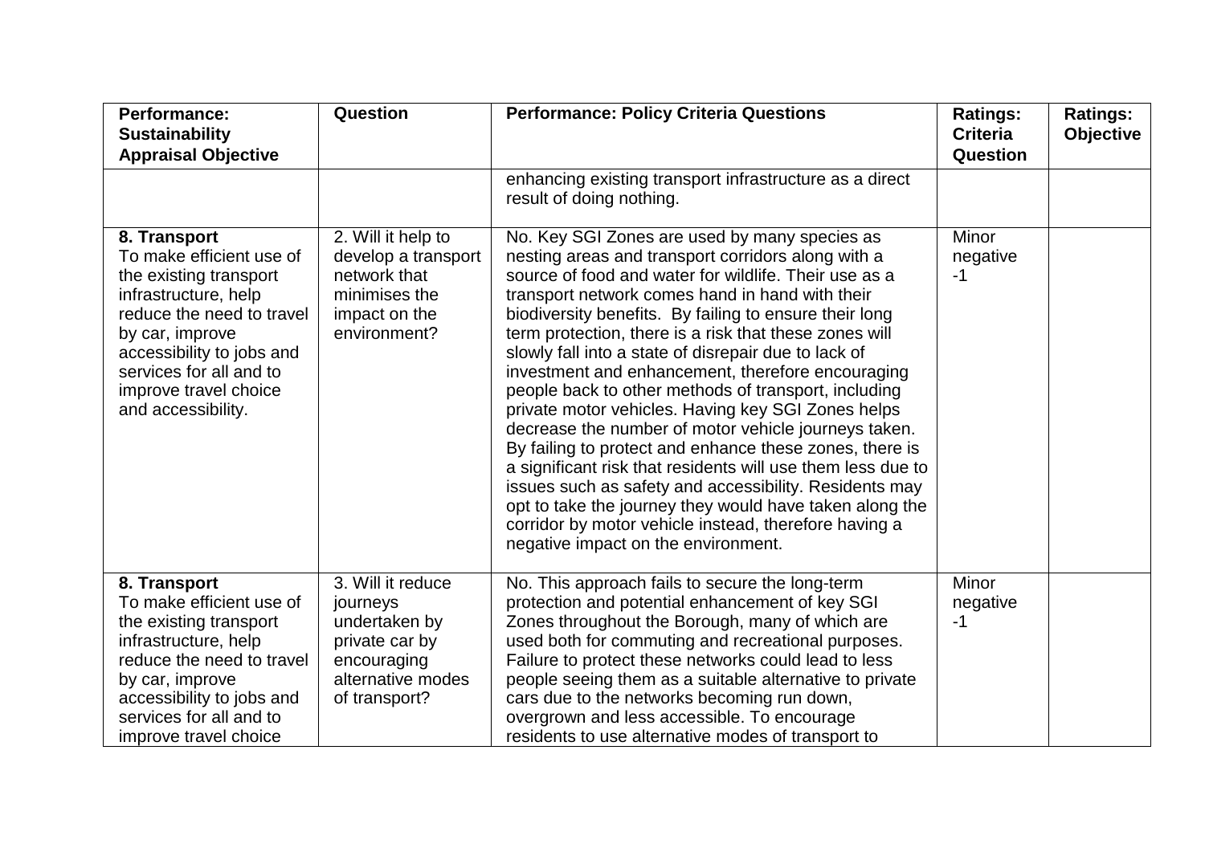| Performance: Sustainability Appraisal Objective | Question | Performance: Policy Criteria Questions | Ratings: Criteria Question | Ratings: Objective |
|---|---|---|---|---|
| | | enhancing existing transport infrastructure as a direct result of doing nothing. | | |
| **8. Transport** To make efficient use of the existing transport infrastructure, help reduce the need to travel by car, improve accessibility to jobs and services for all and to improve travel choice and accessibility. | 2. Will it help to develop a transport network that minimises the impact on the environment? | No. Key SGI Zones are used by many species as nesting areas and transport corridors along with a source of food and water for wildlife. Their use as a transport network comes hand in hand with their biodiversity benefits. By failing to ensure their long term protection, there is a risk that these zones will slowly fall into a state of disrepair due to lack of investment and enhancement, therefore encouraging people back to other methods of transport, including private motor vehicles. Having key SGI Zones helps decrease the number of motor vehicle journeys taken. By failing to protect and enhance these zones, there is a significant risk that residents will use them less due to issues such as safety and accessibility. Residents may opt to take the journey they would have taken along the corridor by motor vehicle instead, therefore having a negative impact on the environment. | Minor negative -1 | |
| **8. Transport** To make efficient use of the existing transport infrastructure, help reduce the need to travel by car, improve accessibility to jobs and services for all and to improve travel choice | 3. Will it reduce journeys undertaken by private car by encouraging alternative modes of transport? | No. This approach fails to secure the long-term protection and potential enhancement of key SGI Zones throughout the Borough, many of which are used both for commuting and recreational purposes. Failure to protect these networks could lead to less people seeing them as a suitable alternative to private cars due to the networks becoming run down, overgrown and less accessible. To encourage residents to use alternative modes of transport to | Minor negative -1 | |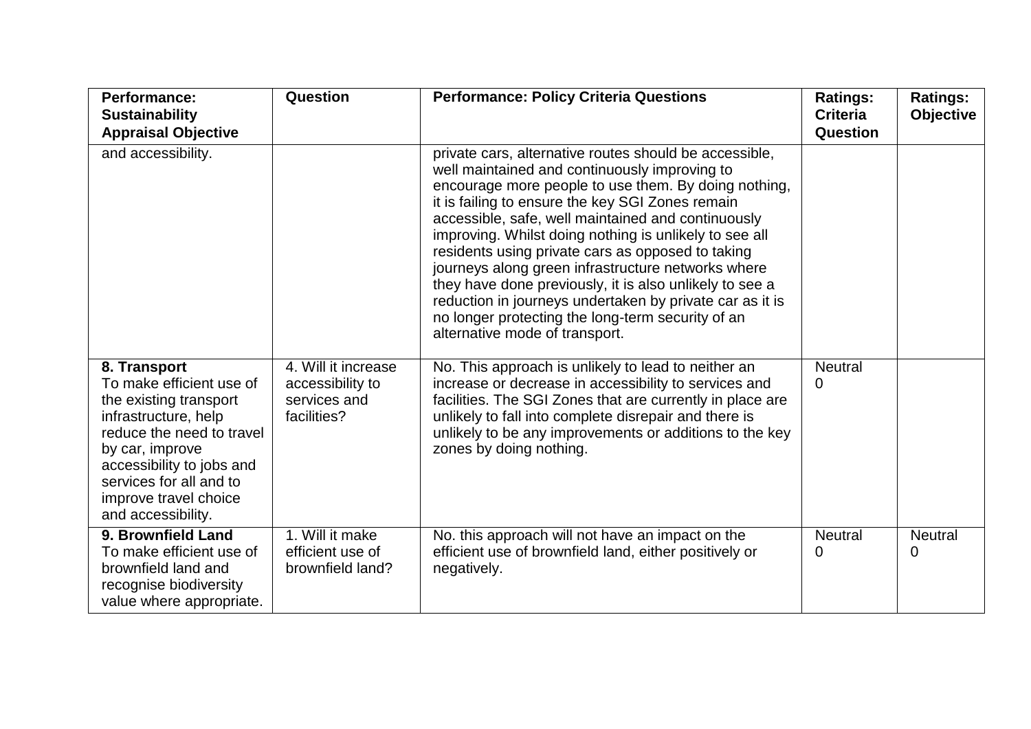| Performance: Sustainability Appraisal Objective | Question | Performance: Policy Criteria Questions | Ratings: Criteria Question | Ratings: Objective |
| --- | --- | --- | --- | --- |
| and accessibility. | | private cars, alternative routes should be accessible, well maintained and continuously improving to encourage more people to use them. By doing nothing, it is failing to ensure the key SGI Zones remain accessible, safe, well maintained and continuously improving. Whilst doing nothing is unlikely to see all residents using private cars as opposed to taking journeys along green infrastructure networks where they have done previously, it is also unlikely to see a reduction in journeys undertaken by private car as it is no longer protecting the long-term security of an alternative mode of transport. | | |
| **8. Transport** To make efficient use of the existing transport infrastructure, help reduce the need to travel by car, improve accessibility to jobs and services for all and to improve travel choice and accessibility. | 4. Will it increase accessibility to services and facilities? | No. This approach is unlikely to lead to neither an increase or decrease in accessibility to services and facilities. The SGI Zones that are currently in place are unlikely to fall into complete disrepair and there is unlikely to be any improvements or additions to the key zones by doing nothing. | Neutral 0 | |
| **9. Brownfield Land** To make efficient use of brownfield land and recognise biodiversity value where appropriate. | 1. Will it make efficient use of brownfield land? | No. this approach will not have an impact on the efficient use of brownfield land, either positively or negatively. | Neutral 0 | Neutral 0 |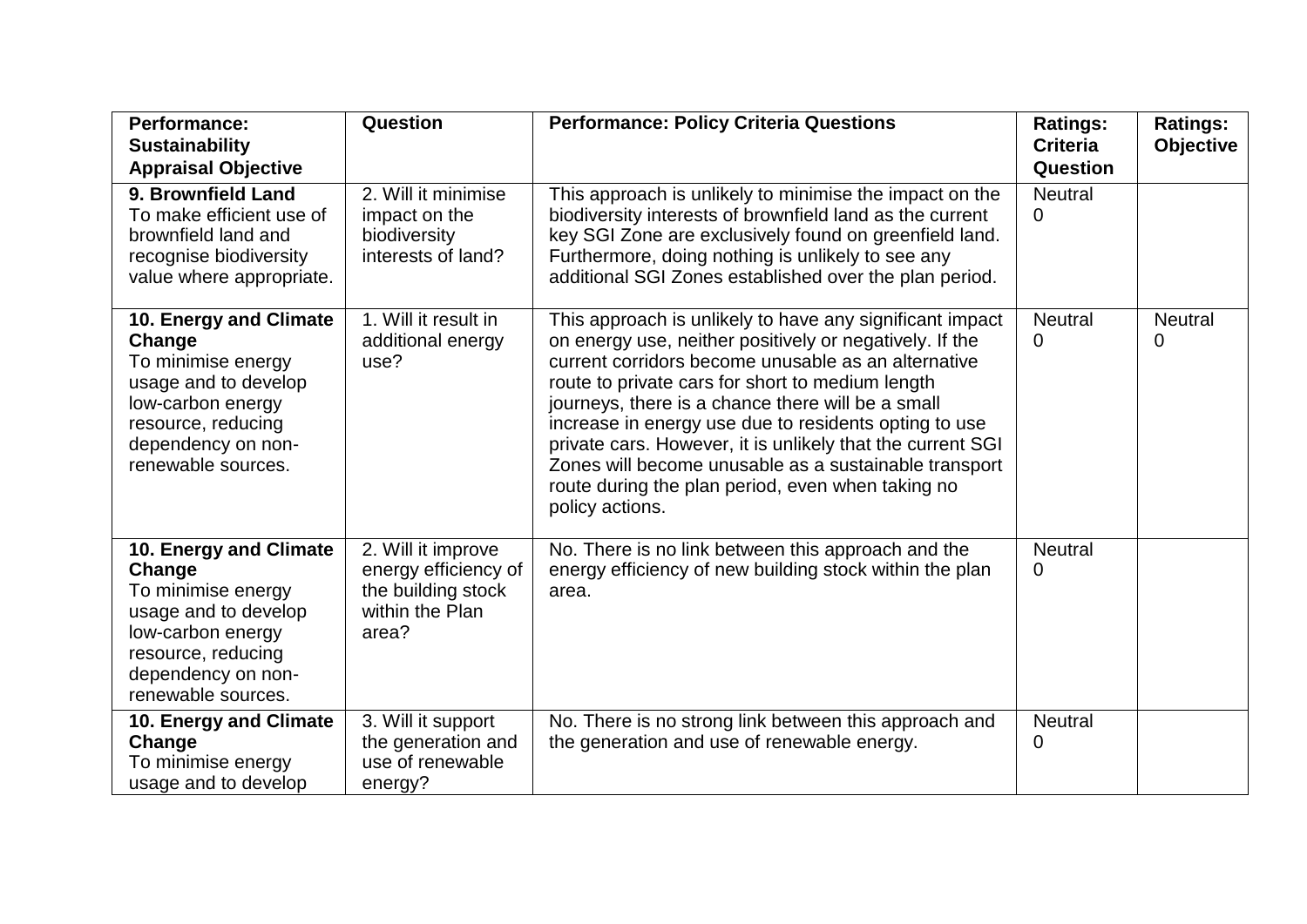| **Performance: Sustainability Appraisal Objective** | **Question** | **Performance: Policy Criteria Questions** | **Ratings: Criteria Question** | **Ratings: Objective** |
|---|---|---|---|---|
| **9. Brownfield Land** To make efficient use of brownfield land and recognise biodiversity value where appropriate. | 2. Will it minimise impact on the biodiversity interests of land? | This approach is unlikely to minimise the impact on the biodiversity interests of brownfield land as the current key SGI Zone are exclusively found on greenfield land. Furthermore, doing nothing is unlikely to see any additional SGI Zones established over the plan period. | Neutral 0 | |
| **10. Energy and Climate Change** To minimise energy usage and to develop low-carbon energy resource, reducing dependency on non-renewable sources. | 1. Will it result in additional energy use? | This approach is unlikely to have any significant impact on energy use, neither positively or negatively. If the current corridors become unusable as an alternative route to private cars for short to medium length journeys, there is a chance there will be a small increase in energy use due to residents opting to use private cars. However, it is unlikely that the current SGI Zones will become unusable as a sustainable transport route during the plan period, even when taking no policy actions. | Neutral 0 | Neutral 0 |
| **10. Energy and Climate Change** To minimise energy usage and to develop low-carbon energy resource, reducing dependency on non-renewable sources. | 2. Will it improve energy efficiency of the building stock within the Plan area? | No. There is no link between this approach and the energy efficiency of new building stock within the plan area. | Neutral 0 | |
| **10. Energy and Climate Change** To minimise energy usage and to develop | 3. Will it support the generation and use of renewable energy? | No. There is no strong link between this approach and the generation and use of renewable energy. | Neutral 0 | |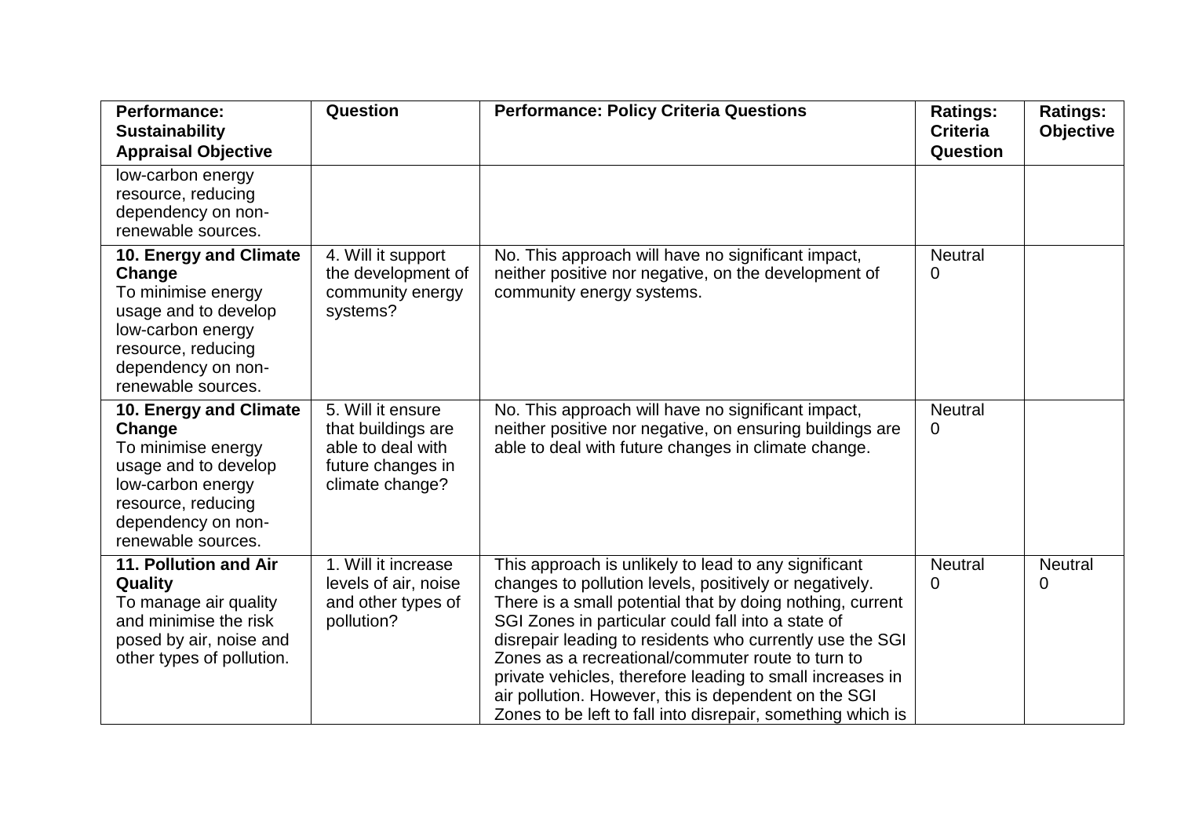| Performance: Sustainability Appraisal Objective | Question | Performance: Policy Criteria Questions | Ratings: Criteria Question | Ratings: Objective |
|---|---|---|---|---|
| low-carbon energy resource, reducing dependency on non-renewable sources. | | | | |
| **10. Energy and Climate Change** To minimise energy usage and to develop low-carbon energy resource, reducing dependency on non-renewable sources. | 4. Will it support the development of community energy systems? | No. This approach will have no significant impact, neither positive nor negative, on the development of community energy systems. | Neutral 0 | |
| **10. Energy and Climate Change** To minimise energy usage and to develop low-carbon energy resource, reducing dependency on non-renewable sources. | 5. Will it ensure that buildings are able to deal with future changes in climate change? | No. This approach will have no significant impact, neither positive nor negative, on ensuring buildings are able to deal with future changes in climate change. | Neutral 0 | |
| **11. Pollution and Air Quality** To manage air quality and minimise the risk posed by air, noise and other types of pollution. | 1. Will it increase levels of air, noise and other types of pollution? | This approach is unlikely to lead to any significant changes to pollution levels, positively or negatively. There is a small potential that by doing nothing, current SGI Zones in particular could fall into a state of disrepair leading to residents who currently use the SGI Zones as a recreational/commuter route to turn to private vehicles, therefore leading to small increases in air pollution. However, this is dependent on the SGI Zones to be left to fall into disrepair, something which is | Neutral 0 | Neutral 0 |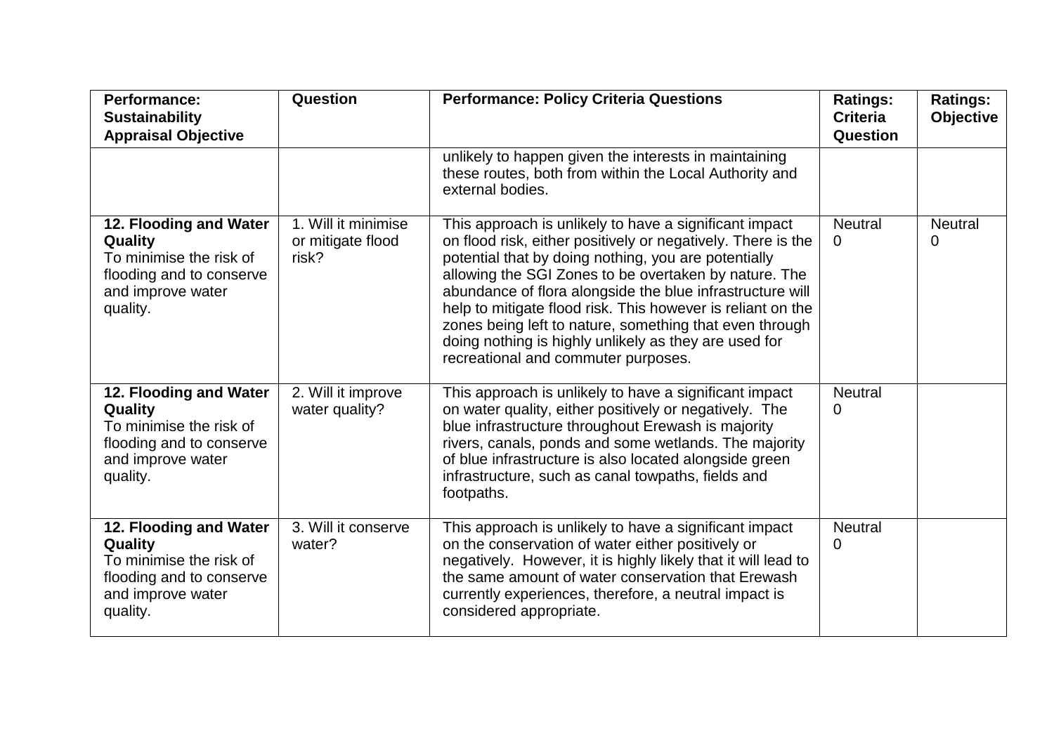| Performance: Sustainability Appraisal Objective | Question | Performance: Policy Criteria Questions | Ratings: Criteria Question | Ratings: Objective |
|---|---|---|---|---|
| | | unlikely to happen given the interests in maintaining these routes, both from within the Local Authority and external bodies. | | |
| **12. Flooding and Water Quality** To minimise the risk of flooding and to conserve and improve water quality. | 1. Will it minimise or mitigate flood risk? | This approach is unlikely to have a significant impact on flood risk, either positively or negatively. There is the potential that by doing nothing, you are potentially allowing the SGI Zones to be overtaken by nature. The abundance of flora alongside the blue infrastructure will help to mitigate flood risk. This however is reliant on the zones being left to nature, something that even through doing nothing is highly unlikely as they are used for recreational and commuter purposes. | Neutral 0 | Neutral 0 |
| **12. Flooding and Water Quality** To minimise the risk of flooding and to conserve and improve water quality. | 2. Will it improve water quality? | This approach is unlikely to have a significant impact on water quality, either positively or negatively. The blue infrastructure throughout Erewash is majority rivers, canals, ponds and some wetlands. The majority of blue infrastructure is also located alongside green infrastructure, such as canal towpaths, fields and footpaths. | Neutral 0 | |
| **12. Flooding and Water Quality** To minimise the risk of flooding and to conserve and improve water quality. | 3. Will it conserve water? | This approach is unlikely to have a significant impact on the conservation of water either positively or negatively. However, it is highly likely that it will lead to the same amount of water conservation that Erewash currently experiences, therefore, a neutral impact is considered appropriate. | Neutral 0 | |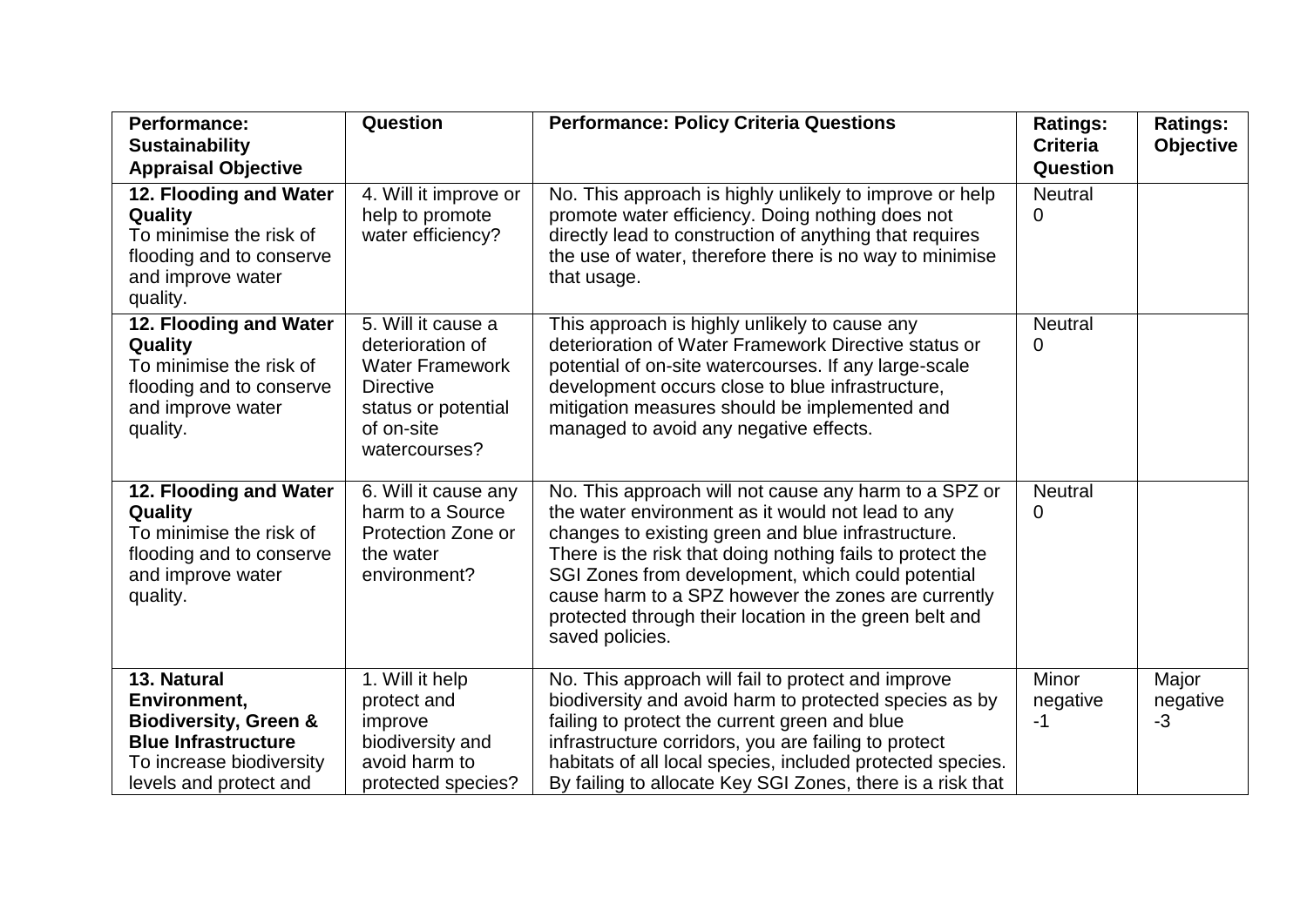| Performance: Sustainability Appraisal Objective | Question | Performance: Policy Criteria Questions | Ratings: Criteria Question | Ratings: Objective |
|---|---|---|---|---|
| **12. Flooding and Water Quality** To minimise the risk of flooding and to conserve and improve water quality. | 4. Will it improve or help to promote water efficiency? | No. This approach is highly unlikely to improve or help promote water efficiency. Doing nothing does not directly lead to construction of anything that requires the use of water, therefore there is no way to minimise that usage. | Neutral 0 | |
| **12. Flooding and Water Quality** To minimise the risk of flooding and to conserve and improve water quality. | 5. Will it cause a deterioration of Water Framework Directive status or potential of on-site watercourses? | This approach is highly unlikely to cause any deterioration of Water Framework Directive status or potential of on-site watercourses. If any large-scale development occurs close to blue infrastructure, mitigation measures should be implemented and managed to avoid any negative effects. | Neutral 0 | |
| **12. Flooding and Water Quality** To minimise the risk of flooding and to conserve and improve water quality. | 6. Will it cause any harm to a Source Protection Zone or the water environment? | No. This approach will not cause any harm to a SPZ or the water environment as it would not lead to any changes to existing green and blue infrastructure. There is the risk that doing nothing fails to protect the SGI Zones from development, which could potential cause harm to a SPZ however the zones are currently protected through their location in the green belt and saved policies. | Neutral 0 | |
| **13. Natural Environment, Biodiversity, Green & Blue Infrastructure** To increase biodiversity levels and protect and | 1. Will it help protect and improve biodiversity and avoid harm to protected species? | No. This approach will fail to protect and improve biodiversity and avoid harm to protected species as by failing to protect the current green and blue infrastructure corridors, you are failing to protect habitats of all local species, included protected species. By failing to allocate Key SGI Zones, there is a risk that | Minor negative -1 | Major negative -3 |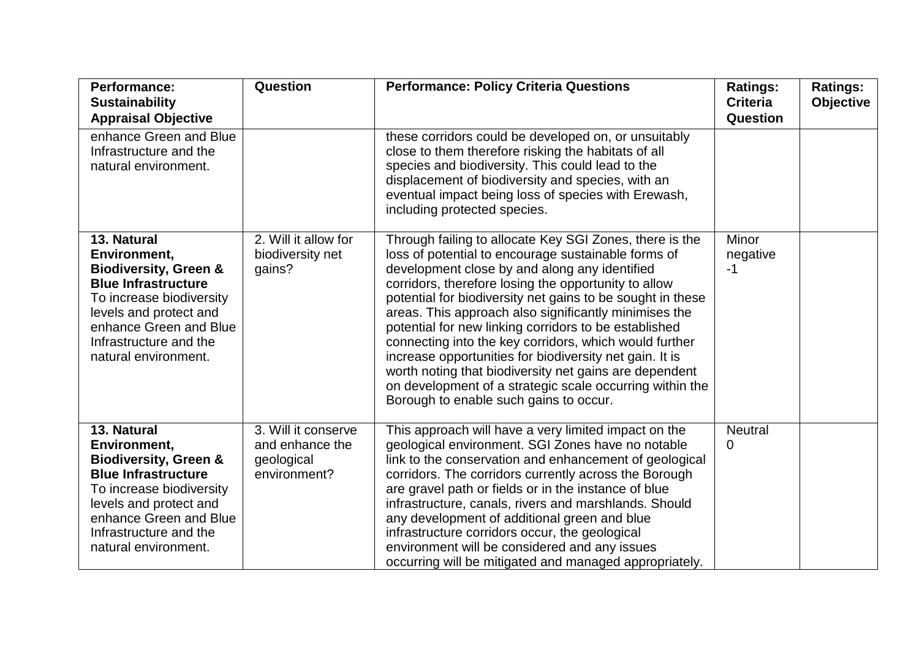| Performance: Sustainability Appraisal Objective | Question | Performance: Policy Criteria Questions | Ratings: Criteria Question | Ratings: Objective |
| --- | --- | --- | --- | --- |
| enhance Green and Blue Infrastructure and the natural environment. | | these corridors could be developed on, or unsuitably close to them therefore risking the habitats of all species and biodiversity. This could lead to the displacement of biodiversity and species, with an eventual impact being loss of species with Erewash, including protected species. | | |
| **13. Natural Environment, Biodiversity, Green & Blue Infrastructure** To increase biodiversity levels and protect and enhance Green and Blue Infrastructure and the natural environment. | 2. Will it allow for biodiversity net gains? | Through failing to allocate Key SGI Zones, there is the loss of potential to encourage sustainable forms of development close by and along any identified corridors, therefore losing the opportunity to allow potential for biodiversity net gains to be sought in these areas. This approach also significantly minimises the potential for new linking corridors to be established connecting into the key corridors, which would further increase opportunities for biodiversity net gain. It is worth noting that biodiversity net gains are dependent on development of a strategic scale occurring within the Borough to enable such gains to occur. | Minor negative -1 | |
| **13. Natural Environment, Biodiversity, Green & Blue Infrastructure** To increase biodiversity levels and protect and enhance Green and Blue Infrastructure and the natural environment. | 3. Will it conserve and enhance the geological environment? | This approach will have a very limited impact on the geological environment. SGI Zones have no notable link to the conservation and enhancement of geological corridors. The corridors currently across the Borough are gravel path or fields or in the instance of blue infrastructure, canals, rivers and marshlands. Should any development of additional green and blue infrastructure corridors occur, the geological environment will be considered and any issues occurring will be mitigated and managed appropriately. | Neutral 0 | |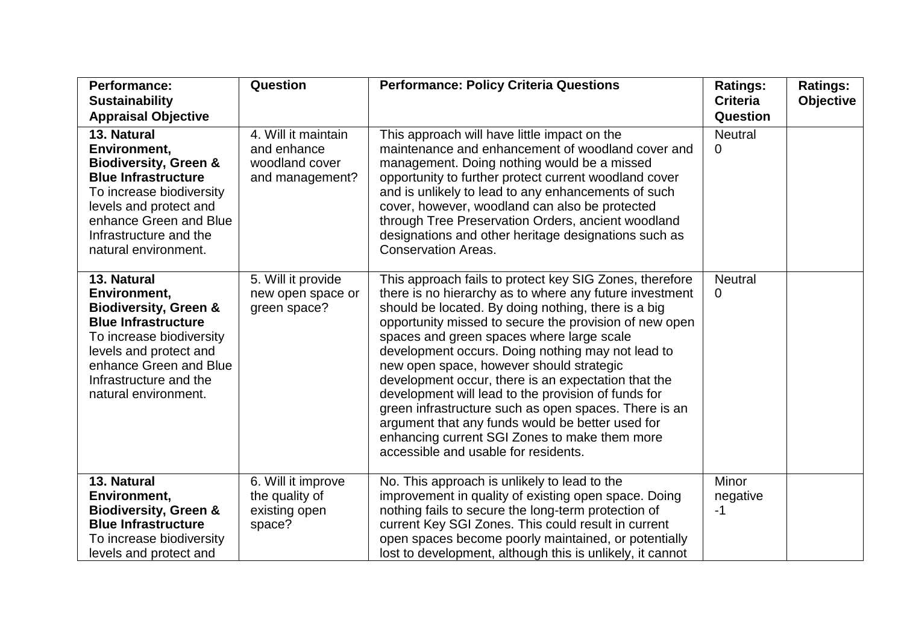| **Performance: Sustainability Appraisal Objective** | **Question** | **Performance: Policy Criteria Questions** | **Ratings: Criteria Question** | **Ratings: Objective** |
|---|---|---|---|---|
| **13. Natural Environment, Biodiversity, Green & Blue Infrastructure** To increase biodiversity levels and protect and enhance Green and Blue Infrastructure and the natural environment. | 4. Will it maintain and enhance woodland cover and management? | This approach will have little impact on the maintenance and enhancement of woodland cover and management. Doing nothing would be a missed opportunity to further protect current woodland cover and is unlikely to lead to any enhancements of such cover, however, woodland can also be protected through Tree Preservation Orders, ancient woodland designations and other heritage designations such as Conservation Areas. | Neutral 0 | |
| **13. Natural Environment, Biodiversity, Green & Blue Infrastructure** To increase biodiversity levels and protect and enhance Green and Blue Infrastructure and the natural environment. | 5. Will it provide new open space or green space? | This approach fails to protect key SIG Zones, therefore there is no hierarchy as to where any future investment should be located. By doing nothing, there is a big opportunity missed to secure the provision of new open spaces and green spaces where large scale development occurs. Doing nothing may not lead to new open space, however should strategic development occur, there is an expectation that the development will lead to the provision of funds for green infrastructure such as open spaces. There is an argument that any funds would be better used for enhancing current SGI Zones to make them more accessible and usable for residents. | Neutral 0 | |
| **13. Natural Environment, Biodiversity, Green & Blue Infrastructure** To increase biodiversity levels and protect and | 6. Will it improve the quality of existing open space? | No. This approach is unlikely to lead to the improvement in quality of existing open space. Doing nothing fails to secure the long-term protection of current Key SGI Zones. This could result in current open spaces become poorly maintained, or potentially lost to development, although this is unlikely, it cannot | Minor negative -1 | |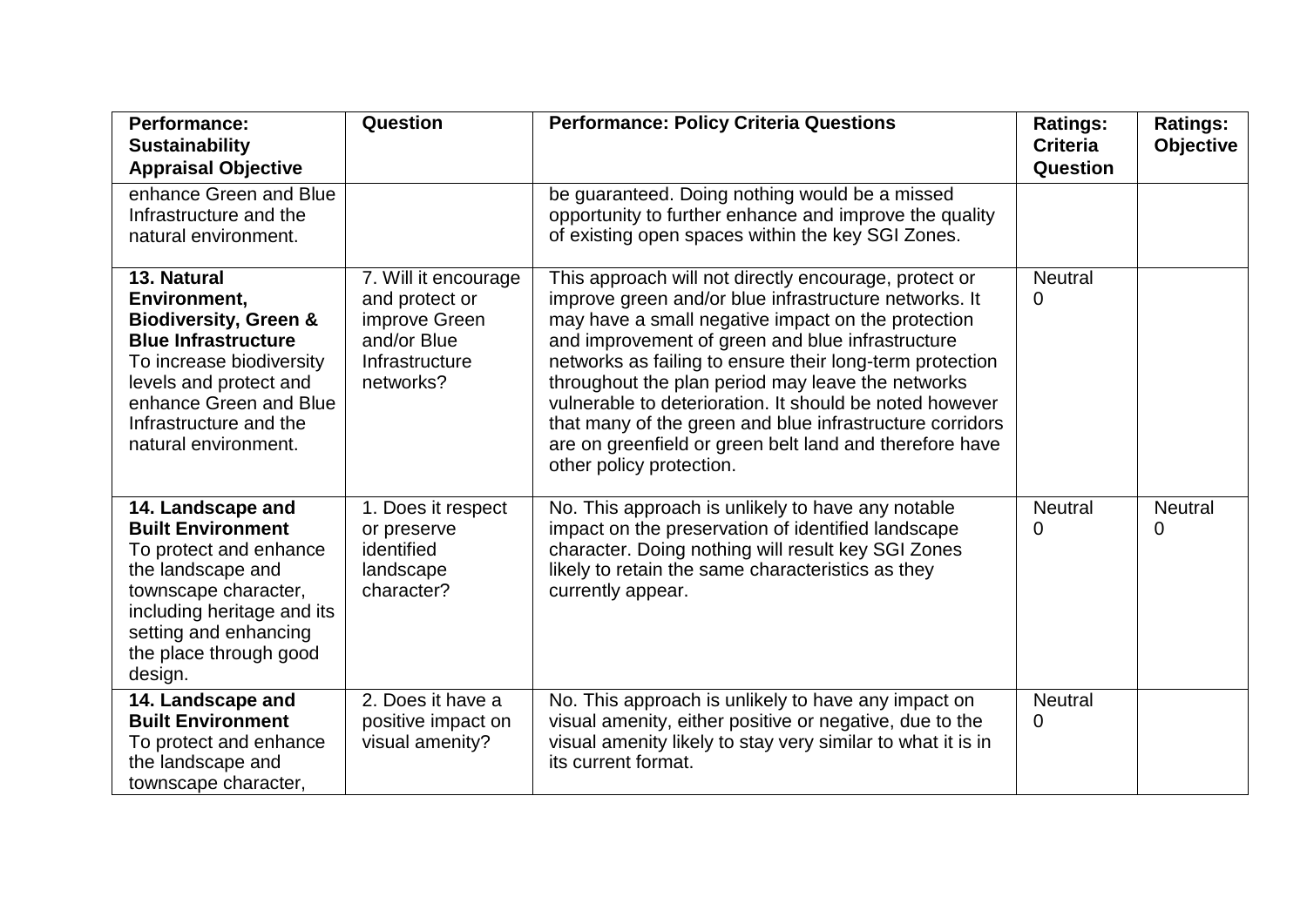| Performance: Sustainability Appraisal Objective | Question | Performance: Policy Criteria Questions | Ratings: Criteria Question | Ratings: Objective |
|---|---|---|---|---|
| enhance Green and Blue Infrastructure and the natural environment. | | be guaranteed. Doing nothing would be a missed opportunity to further enhance and improve the quality of existing open spaces within the key SGI Zones. | | |
| **13. Natural Environment, Biodiversity, Green & Blue Infrastructure** To increase biodiversity levels and protect and enhance Green and Blue Infrastructure and the natural environment. | 7. Will it encourage and protect or improve Green and/or Blue Infrastructure networks? | This approach will not directly encourage, protect or improve green and/or blue infrastructure networks. It may have a small negative impact on the protection and improvement of green and blue infrastructure networks as failing to ensure their long-term protection throughout the plan period may leave the networks vulnerable to deterioration. It should be noted however that many of the green and blue infrastructure corridors are on greenfield or green belt land and therefore have other policy protection. | Neutral 0 | |
| **14. Landscape and Built Environment** To protect and enhance the landscape and townscape character, including heritage and its setting and enhancing the place through good design. | 1. Does it respect or preserve identified landscape character? | No. This approach is unlikely to have any notable impact on the preservation of identified landscape character. Doing nothing will result key SGI Zones likely to retain the same characteristics as they currently appear. | Neutral 0 | Neutral 0 |
| **14. Landscape and Built Environment** To protect and enhance the landscape and townscape character, | 2. Does it have a positive impact on visual amenity? | No. This approach is unlikely to have any impact on visual amenity, either positive or negative, due to the visual amenity likely to stay very similar to what it is in its current format. | Neutral 0 | |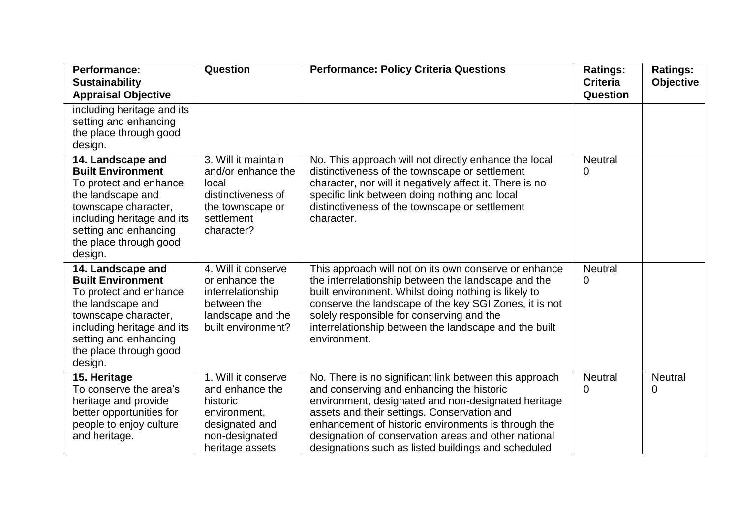| Performance: Sustainability Appraisal Objective | Question | Performance: Policy Criteria Questions | Ratings: Criteria Question | Ratings: Objective |
|---|---|---|---|---|
| including heritage and its setting and enhancing the place through good design. | | | | |
| **14. Landscape and Built Environment** To protect and enhance the landscape and townscape character, including heritage and its setting and enhancing the place through good design. | 3. Will it maintain and/or enhance the local distinctiveness of the townscape or settlement character? | No. This approach will not directly enhance the local distinctiveness of the townscape or settlement character, nor will it negatively affect it. There is no specific link between doing nothing and local distinctiveness of the townscape or settlement character. | Neutral 0 | |
| **14. Landscape and Built Environment** To protect and enhance the landscape and townscape character, including heritage and its setting and enhancing the place through good design. | 4. Will it conserve or enhance the interrelationship between the landscape and the built environment? | This approach will not on its own conserve or enhance the interrelationship between the landscape and the built environment. Whilst doing nothing is likely to conserve the landscape of the key SGI Zones, it is not solely responsible for conserving and the interrelationship between the landscape and the built environment. | Neutral 0 | |
| **15. Heritage** To conserve the area's heritage and provide better opportunities for people to enjoy culture and heritage. | 1. Will it conserve and enhance the historic environment, designated and non-designated heritage assets | No. There is no significant link between this approach and conserving and enhancing the historic environment, designated and non-designated heritage assets and their settings. Conservation and enhancement of historic environments is through the designation of conservation areas and other national designations such as listed buildings and scheduled | Neutral 0 | Neutral 0 |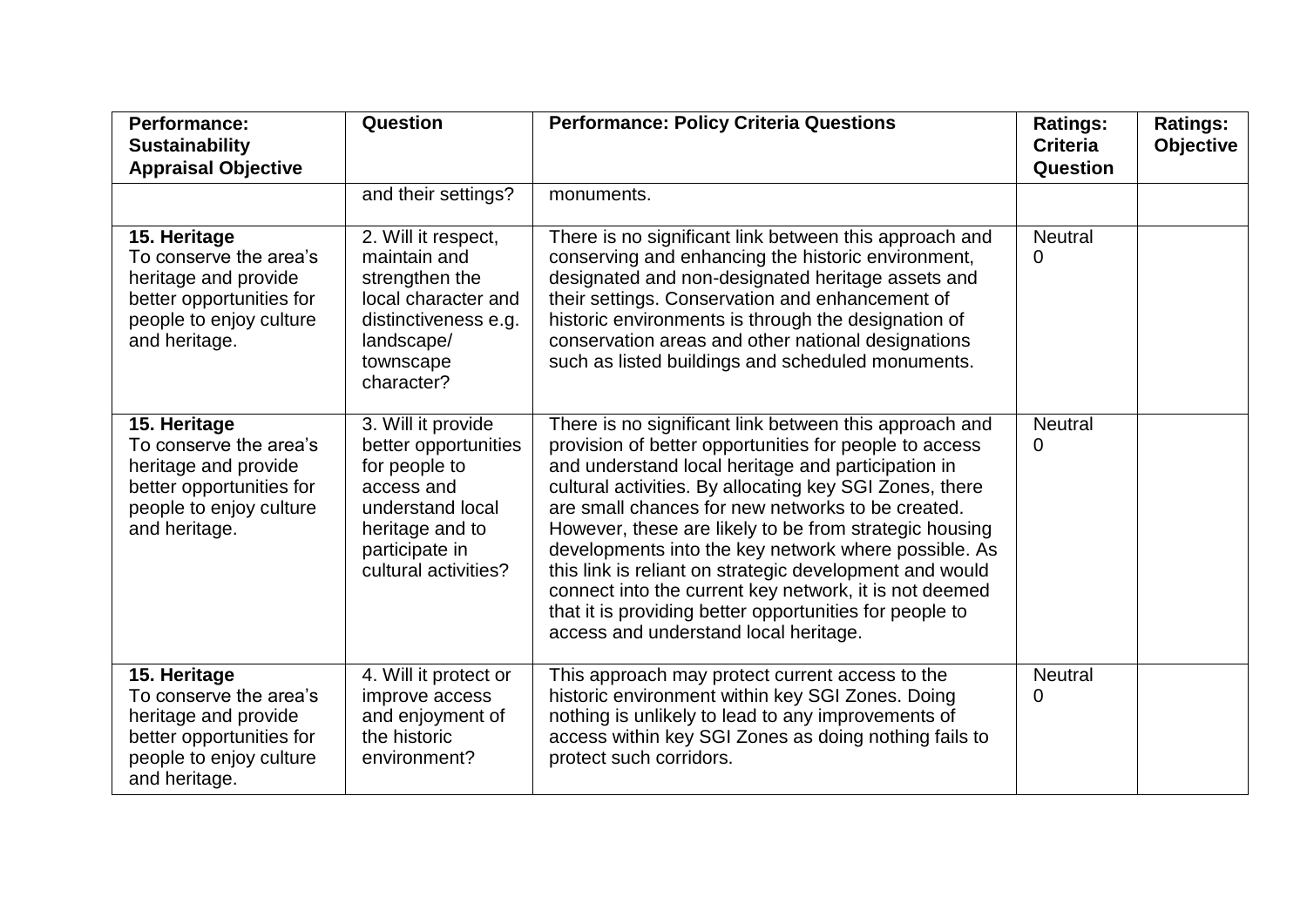| Performance: Sustainability Appraisal Objective | Question | Performance: Policy Criteria Questions | Ratings: Criteria Question | Ratings: Objective |
|---|---|---|---|---|
| | and their settings? | monuments. | | |
| **15. Heritage** To conserve the area's heritage and provide better opportunities for people to enjoy culture and heritage. | 2. Will it respect, maintain and strengthen the local character and distinctiveness e.g. landscape/ townscape character? | There is no significant link between this approach and conserving and enhancing the historic environment, designated and non-designated heritage assets and their settings. Conservation and enhancement of historic environments is through the designation of conservation areas and other national designations such as listed buildings and scheduled monuments. | Neutral 0 | |
| **15. Heritage** To conserve the area's heritage and provide better opportunities for people to enjoy culture and heritage. | 3. Will it provide better opportunities for people to access and understand local heritage and to participate in cultural activities? | There is no significant link between this approach and provision of better opportunities for people to access and understand local heritage and participation in cultural activities. By allocating key SGI Zones, there are small chances for new networks to be created. However, these are likely to be from strategic housing developments into the key network where possible. As this link is reliant on strategic development and would connect into the current key network, it is not deemed that it is providing better opportunities for people to access and understand local heritage. | Neutral 0 | |
| **15. Heritage** To conserve the area's heritage and provide better opportunities for people to enjoy culture and heritage. | 4. Will it protect or improve access and enjoyment of the historic environment? | This approach may protect current access to the historic environment within key SGI Zones. Doing nothing is unlikely to lead to any improvements of access within key SGI Zones as doing nothing fails to protect such corridors. | Neutral 0 | |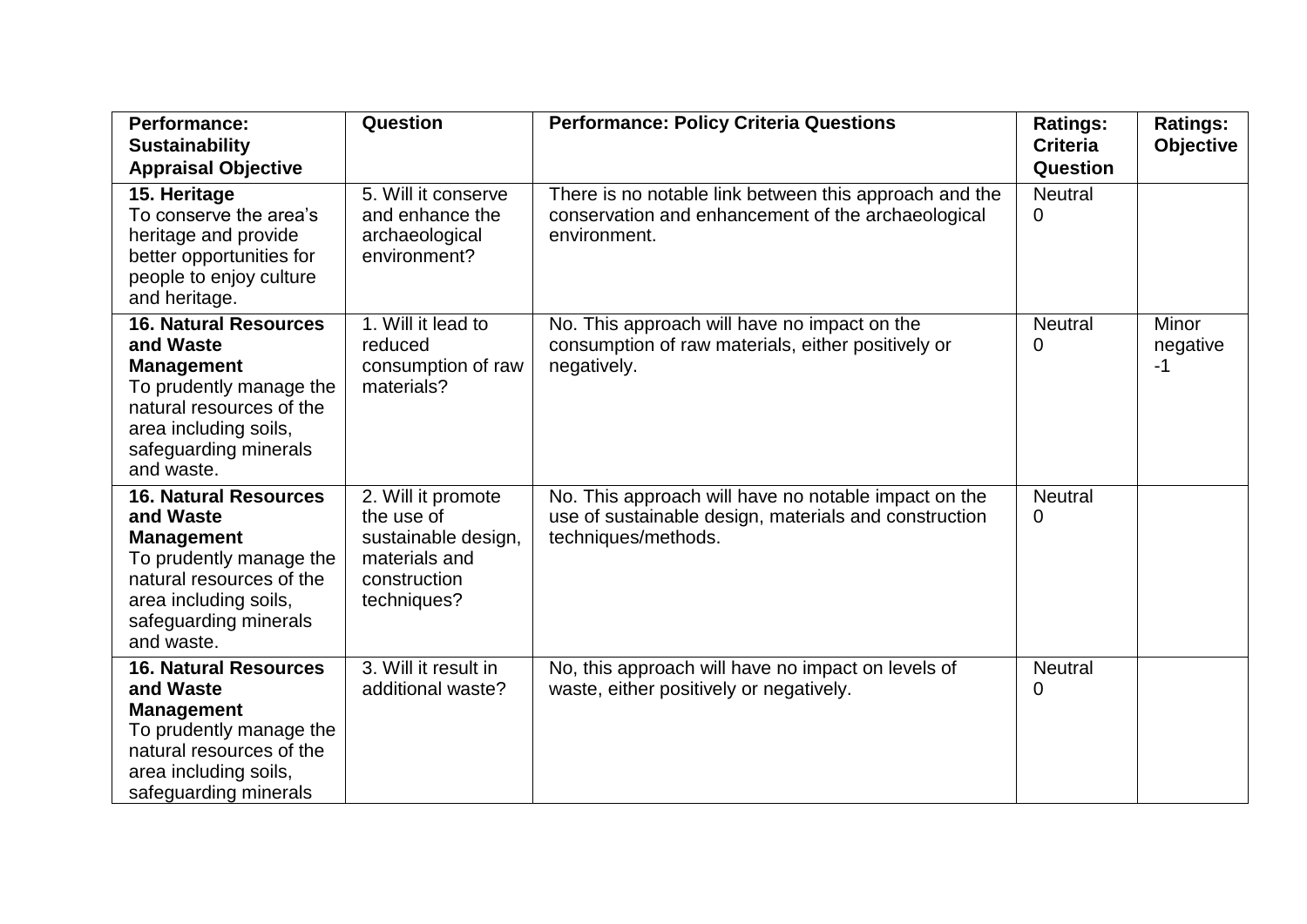| **Performance: Sustainability Appraisal Objective** | **Question** | **Performance: Policy Criteria Questions** | **Ratings: Criteria Question** | **Ratings: Objective** |
|---|---|---|---|---|
| **15. Heritage** To conserve the area's heritage and provide better opportunities for people to enjoy culture and heritage. | 5. Will it conserve and enhance the archaeological environment? | There is no notable link between this approach and the conservation and enhancement of the archaeological environment. | Neutral 0 | |
| **16. Natural Resources and Waste Management** To prudently manage the natural resources of the area including soils, safeguarding minerals and waste. | 1. Will it lead to reduced consumption of raw materials? | No. This approach will have no impact on the consumption of raw materials, either positively or negatively. | Neutral 0 | Minor negative -1 |
| **16. Natural Resources and Waste Management** To prudently manage the natural resources of the area including soils, safeguarding minerals and waste. | 2. Will it promote the use of sustainable design, materials and construction techniques? | No. This approach will have no notable impact on the use of sustainable design, materials and construction techniques/methods. | Neutral 0 | |
| **16. Natural Resources and Waste Management** To prudently manage the natural resources of the area including soils, safeguarding minerals | 3. Will it result in additional waste? | No, this approach will have no impact on levels of waste, either positively or negatively. | Neutral 0 | |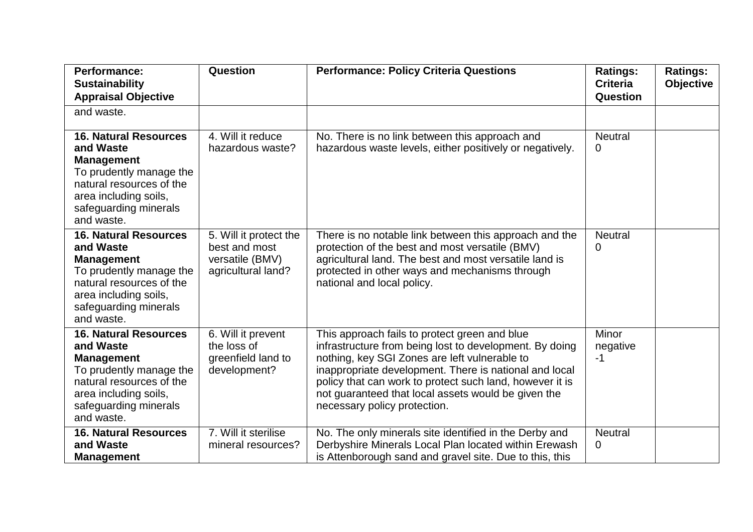| Performance: Sustainability Appraisal Objective | Question | Performance: Policy Criteria Questions | Ratings: Criteria Question | Ratings: Objective |
|---|---|---|---|---|
| and waste. | | | | |
| **16. Natural Resources and Waste Management** To prudently manage the natural resources of the area including soils, safeguarding minerals and waste. | 4. Will it reduce hazardous waste? | No. There is no link between this approach and hazardous waste levels, either positively or negatively. | Neutral 0 | |
| **16. Natural Resources and Waste Management** To prudently manage the natural resources of the area including soils, safeguarding minerals and waste. | 5. Will it protect the best and most versatile (BMV) agricultural land? | There is no notable link between this approach and the protection of the best and most versatile (BMV) agricultural land. The best and most versatile land is protected in other ways and mechanisms through national and local policy. | Neutral 0 | |
| **16. Natural Resources and Waste Management** To prudently manage the natural resources of the area including soils, safeguarding minerals and waste. | 6. Will it prevent the loss of greenfield land to development? | This approach fails to protect green and blue infrastructure from being lost to development. By doing nothing, key SGI Zones are left vulnerable to inappropriate development. There is national and local policy that can work to protect such land, however it is not guaranteed that local assets would be given the necessary policy protection. | Minor negative -1 | |
| **16. Natural Resources and Waste Management** | 7. Will it sterilise mineral resources? | No. The only minerals site identified in the Derby and Derbyshire Minerals Local Plan located within Erewash is Attenborough sand and gravel site. Due to this, this | Neutral 0 | |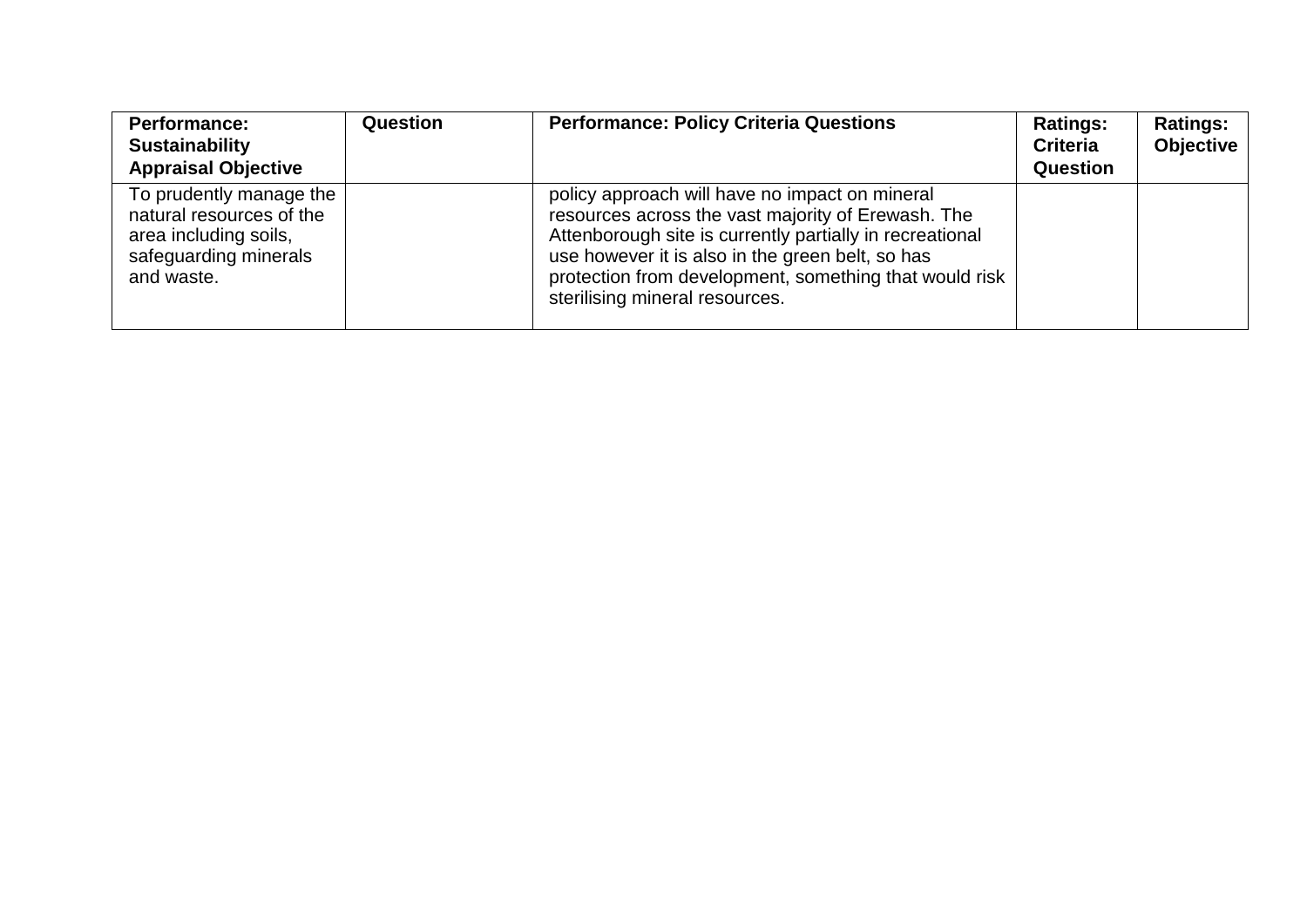| Performance: Sustainability Appraisal Objective | Question | Performance: Policy Criteria Questions | Ratings: Criteria Question | Ratings: Objective |
| --- | --- | --- | --- | --- |
| To prudently manage the natural resources of the area including soils, safeguarding minerals and waste. | | policy approach will have no impact on mineral resources across the vast majority of Erewash. The Attenborough site is currently partially in recreational use however it is also in the green belt, so has protection from development, something that would risk sterilising mineral resources. | | |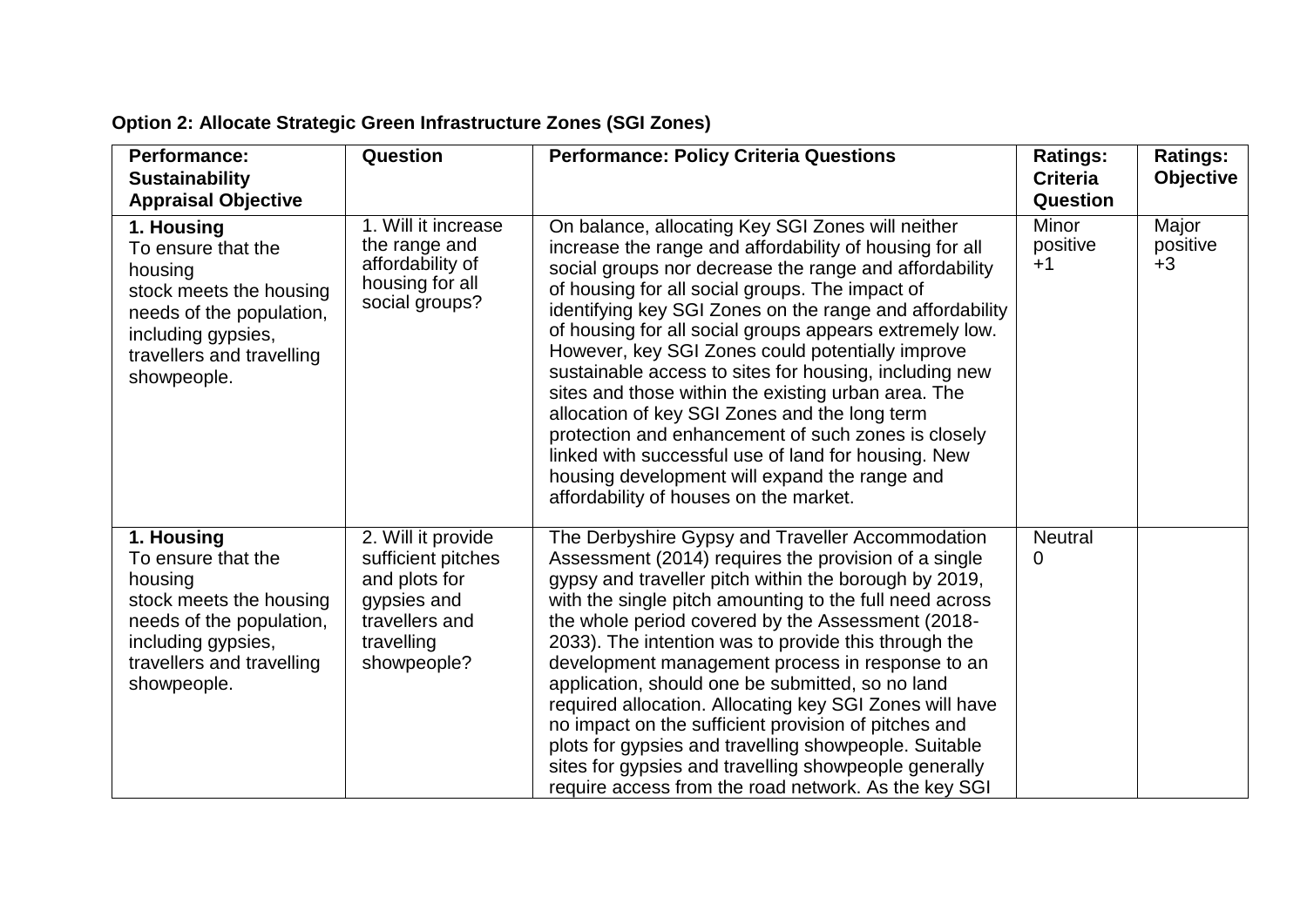**Option 2: Allocate Strategic Green Infrastructure Zones (SGI Zones)**

| Performance: Sustainability Appraisal Objective | Question | Performance: Policy Criteria Questions | Ratings: Criteria Question | Ratings: Objective |
|---|---|---|---|---|
| **1. Housing** To ensure that the housing stock meets the housing needs of the population, including gypsies, travellers and travelling showpeople. | 1. Will it increase the range and affordability of housing for all social groups? | On balance, allocating Key SGI Zones will neither increase the range and affordability of housing for all social groups nor decrease the range and affordability of housing for all social groups. The impact of identifying key SGI Zones on the range and affordability of housing for all social groups appears extremely low. However, key SGI Zones could potentially improve sustainable access to sites for housing, including new sites and those within the existing urban area. The allocation of key SGI Zones and the long term protection and enhancement of such zones is closely linked with successful use of land for housing. New housing development will expand the range and affordability of houses on the market. | Minor positive +1 | Major positive +3 |
| **1. Housing** To ensure that the housing stock meets the housing needs of the population, including gypsies, travellers and travelling showpeople. | 2. Will it provide sufficient pitches and plots for gypsies and travellers and travelling showpeople? | The Derbyshire Gypsy and Traveller Accommodation Assessment (2014) requires the provision of a single gypsy and traveller pitch within the borough by 2019, with the single pitch amounting to the full need across the whole period covered by the Assessment (2018-2033). The intention was to provide this through the development management process in response to an application, should one be submitted, so no land required allocation. Allocating key SGI Zones will have no impact on the sufficient provision of pitches and plots for gypsies and travelling showpeople. Suitable sites for gypsies and travelling showpeople generally require access from the road network. As the key SGI | Neutral 0 | |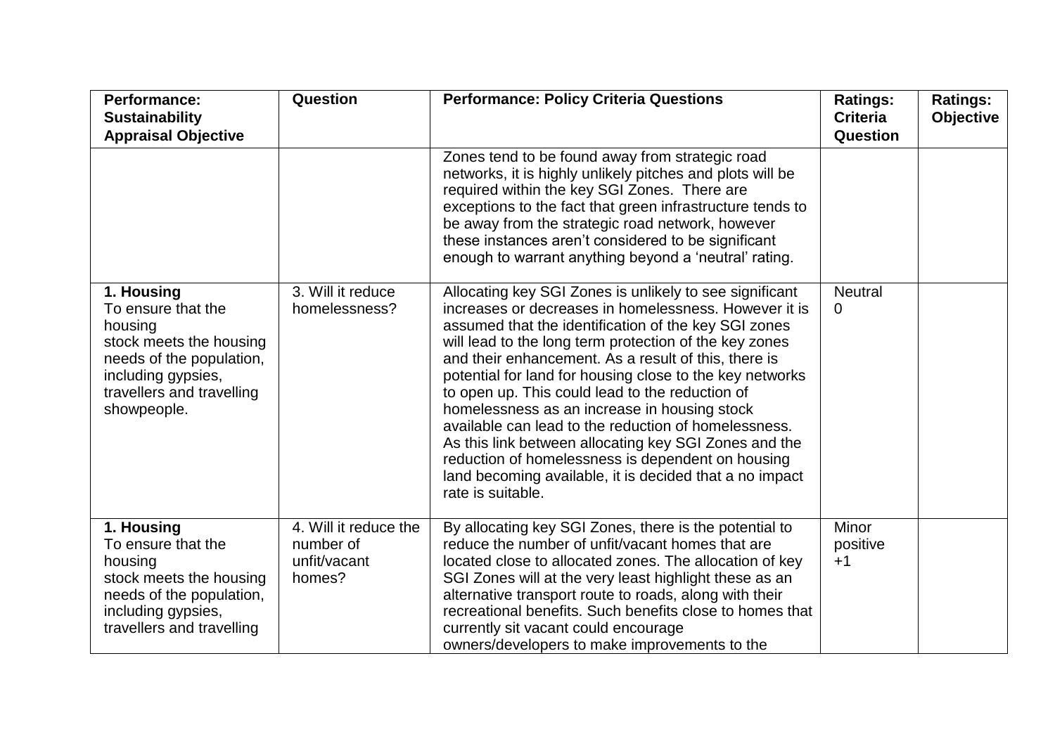| Performance: Sustainability Appraisal Objective | Question | Performance: Policy Criteria Questions | Ratings: Criteria Question | Ratings: Objective |
|---|---|---|---|---|
| | | Zones tend to be found away from strategic road networks, it is highly unlikely pitches and plots will be required within the key SGI Zones. There are exceptions to the fact that green infrastructure tends to be away from the strategic road network, however these instances aren't considered to be significant enough to warrant anything beyond a 'neutral' rating. | | |
| **1. Housing** To ensure that the housing stock meets the housing needs of the population, including gypsies, travellers and travelling showpeople. | 3. Will it reduce homelessness? | Allocating key SGI Zones is unlikely to see significant increases or decreases in homelessness. However it is assumed that the identification of the key SGI zones will lead to the long term protection of the key zones and their enhancement. As a result of this, there is potential for land for housing close to the key networks to open up. This could lead to the reduction of homelessness as an increase in housing stock available can lead to the reduction of homelessness. As this link between allocating key SGI Zones and the reduction of homelessness is dependent on housing land becoming available, it is decided that a no impact rate is suitable. | Neutral 0 | |
| **1. Housing** To ensure that the housing stock meets the housing needs of the population, including gypsies, travellers and travelling | 4. Will it reduce the number of unfit/vacant homes? | By allocating key SGI Zones, there is the potential to reduce the number of unfit/vacant homes that are located close to allocated zones. The allocation of key SGI Zones will at the very least highlight these as an alternative transport route to roads, along with their recreational benefits. Such benefits close to homes that currently sit vacant could encourage owners/developers to make improvements to the | Minor positive +1 | |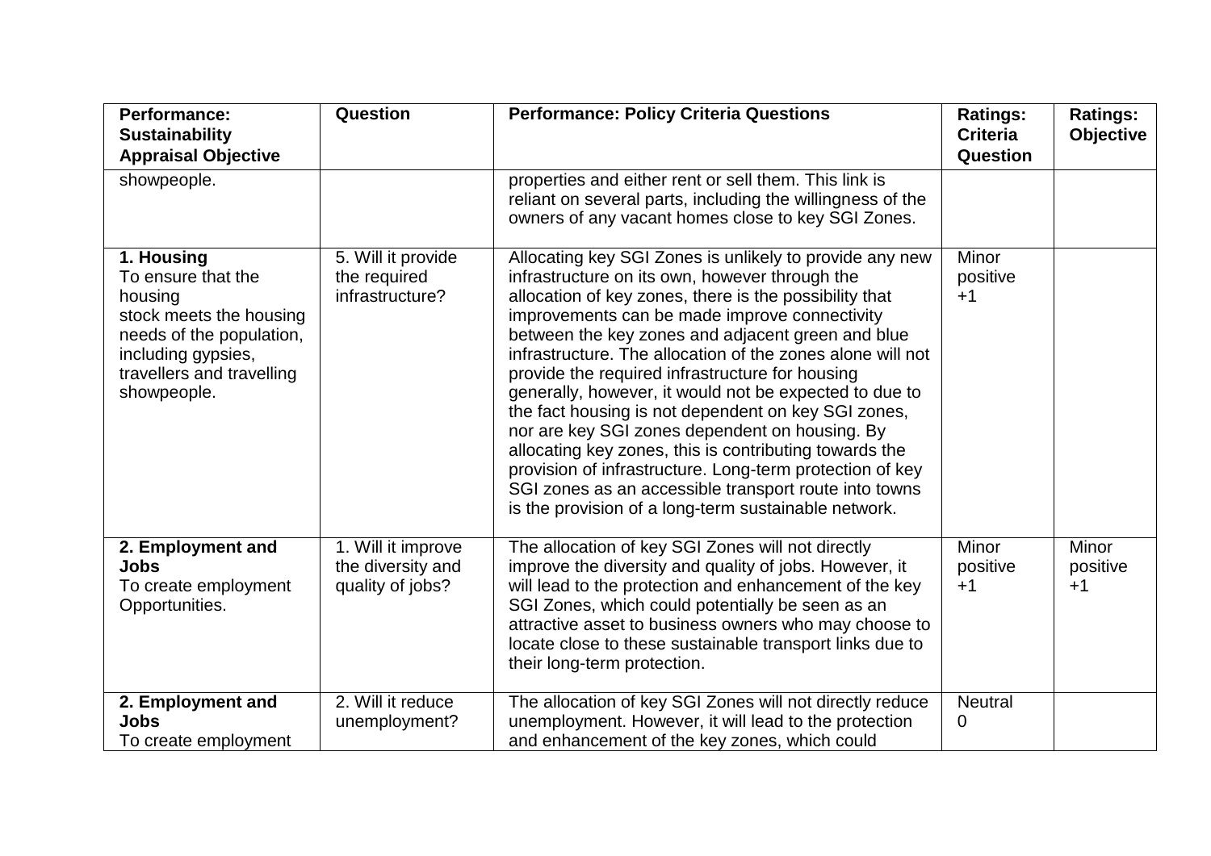| Performance: Sustainability Appraisal Objective | Question | Performance: Policy Criteria Questions | Ratings: Criteria Question | Ratings: Objective |
|---|---|---|---|---|
| showpeople. | | properties and either rent or sell them. This link is reliant on several parts, including the willingness of the owners of any vacant homes close to key SGI Zones. | | |
| **1. Housing** To ensure that the housing stock meets the housing needs of the population, including gypsies, travellers and travelling showpeople. | 5. Will it provide the required infrastructure? | Allocating key SGI Zones is unlikely to provide any new infrastructure on its own, however through the allocation of key zones, there is the possibility that improvements can be made improve connectivity between the key zones and adjacent green and blue infrastructure. The allocation of the zones alone will not provide the required infrastructure for housing generally, however, it would not be expected to due to the fact housing is not dependent on key SGI zones, nor are key SGI zones dependent on housing. By allocating key zones, this is contributing towards the provision of infrastructure. Long-term protection of key SGI zones as an accessible transport route into towns is the provision of a long-term sustainable network. | Minor positive +1 | |
| **2. Employment and Jobs** To create employment Opportunities. | 1. Will it improve the diversity and quality of jobs? | The allocation of key SGI Zones will not directly improve the diversity and quality of jobs. However, it will lead to the protection and enhancement of the key SGI Zones, which could potentially be seen as an attractive asset to business owners who may choose to locate close to these sustainable transport links due to their long-term protection. | Minor positive +1 | Minor positive +1 |
| **2. Employment and Jobs** To create employment | 2. Will it reduce unemployment? | The allocation of key SGI Zones will not directly reduce unemployment. However, it will lead to the protection and enhancement of the key zones, which could | Neutral 0 | |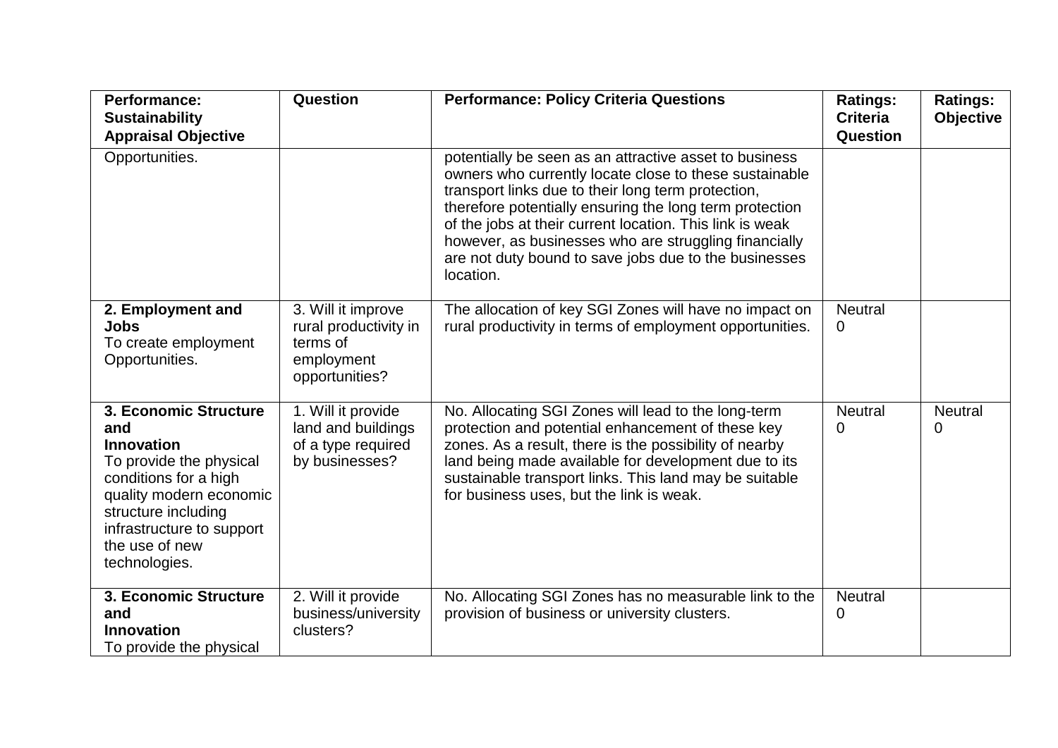| Performance: Sustainability Appraisal Objective | Question | Performance: Policy Criteria Questions | Ratings: Criteria Question | Ratings: Objective |
|---|---|---|---|---|
| Opportunities. | | potentially be seen as an attractive asset to business owners who currently locate close to these sustainable transport links due to their long term protection, therefore potentially ensuring the long term protection of the jobs at their current location. This link is weak however, as businesses who are struggling financially are not duty bound to save jobs due to the businesses location. | | |
| **2. Employment and Jobs** To create employment Opportunities. | 3. Will it improve rural productivity in terms of employment opportunities? | The allocation of key SGI Zones will have no impact on rural productivity in terms of employment opportunities. | Neutral 0 | |
| **3. Economic Structure and Innovation** To provide the physical conditions for a high quality modern economic structure including infrastructure to support the use of new technologies. | 1. Will it provide land and buildings of a type required by businesses? | No. Allocating SGI Zones will lead to the long-term protection and potential enhancement of these key zones. As a result, there is the possibility of nearby land being made available for development due to its sustainable transport links. This land may be suitable for business uses, but the link is weak. | Neutral 0 | Neutral 0 |
| **3. Economic Structure and Innovation** To provide the physical | 2. Will it provide business/university clusters? | No. Allocating SGI Zones has no measurable link to the provision of business or university clusters. | Neutral 0 | |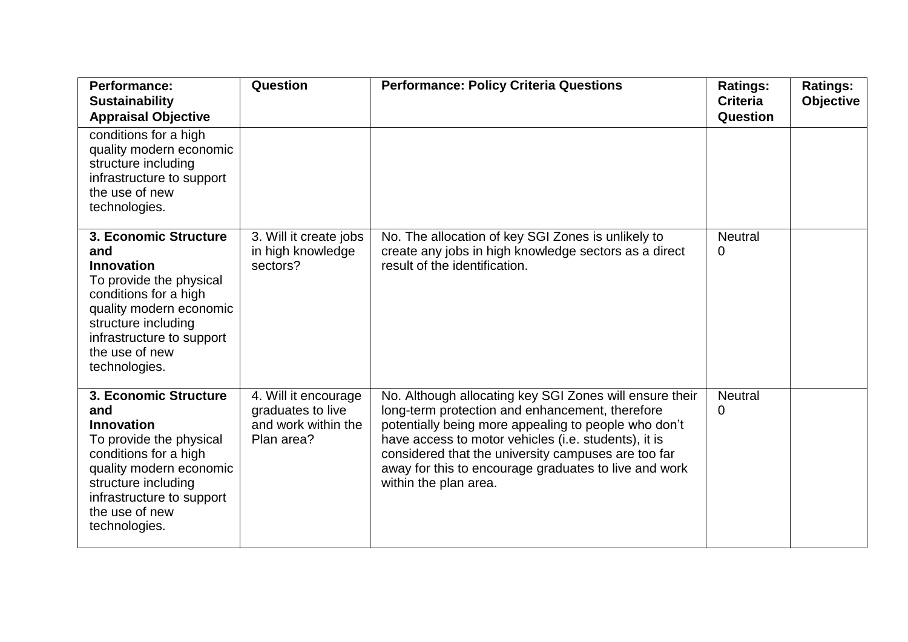| Performance: Sustainability Appraisal Objective | Question | Performance: Policy Criteria Questions | Ratings: Criteria Question | Ratings: Objective |
|---|---|---|---|---|
| conditions for a high quality modern economic structure including infrastructure to support the use of new technologies. | | | | |
| **3. Economic Structure and Innovation** To provide the physical conditions for a high quality modern economic structure including infrastructure to support the use of new technologies. | 3. Will it create jobs in high knowledge sectors? | No. The allocation of key SGI Zones is unlikely to create any jobs in high knowledge sectors as a direct result of the identification. | Neutral 0 | |
| **3. Economic Structure and Innovation** To provide the physical conditions for a high quality modern economic structure including infrastructure to support the use of new technologies. | 4. Will it encourage graduates to live and work within the Plan area? | No. Although allocating key SGI Zones will ensure their long-term protection and enhancement, therefore potentially being more appealing to people who don't have access to motor vehicles (i.e. students), it is considered that the university campuses are too far away for this to encourage graduates to live and work within the plan area. | Neutral 0 | |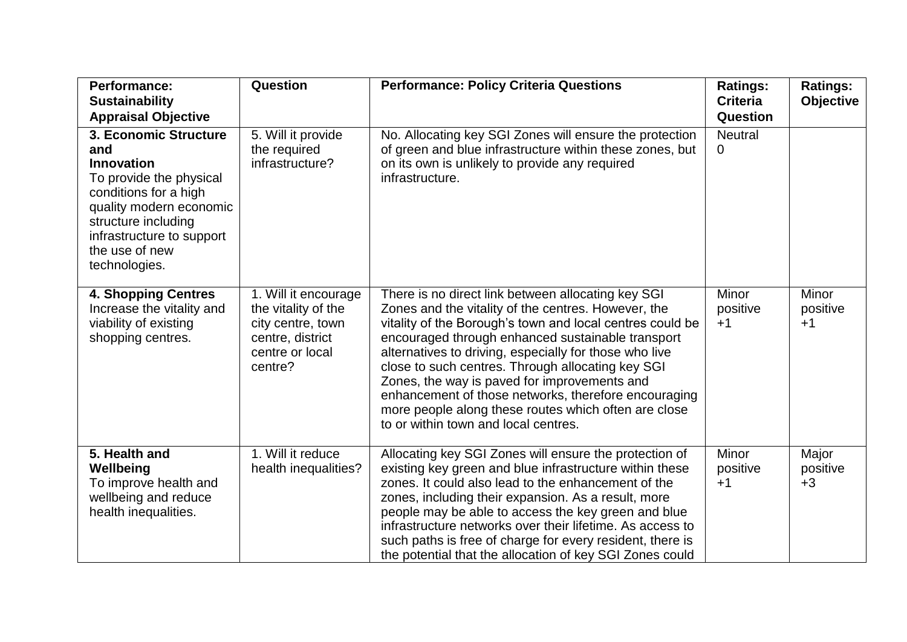| **Performance: Sustainability Appraisal Objective** | **Question** | **Performance: Policy Criteria Questions** | **Ratings: Criteria Question** | **Ratings: Objective** |
|---|---|---|---|---|
| **3. Economic Structure and Innovation** To provide the physical conditions for a high quality modern economic structure including infrastructure to support the use of new technologies. | 5. Will it provide the required infrastructure? | No. Allocating key SGI Zones will ensure the protection of green and blue infrastructure within these zones, but on its own is unlikely to provide any required infrastructure. | Neutral 0 | |
| **4. Shopping Centres** Increase the vitality and viability of existing shopping centres. | 1. Will it encourage the vitality of the city centre, town centre, district centre or local centre? | There is no direct link between allocating key SGI Zones and the vitality of the centres. However, the vitality of the Borough's town and local centres could be encouraged through enhanced sustainable transport alternatives to driving, especially for those who live close to such centres. Through allocating key SGI Zones, the way is paved for improvements and enhancement of those networks, therefore encouraging more people along these routes which often are close to or within town and local centres. | Minor positive +1 | Minor positive +1 |
| **5. Health and Wellbeing** To improve health and wellbeing and reduce health inequalities. | 1. Will it reduce health inequalities? | Allocating key SGI Zones will ensure the protection of existing key green and blue infrastructure within these zones. It could also lead to the enhancement of the zones, including their expansion. As a result, more people may be able to access the key green and blue infrastructure networks over their lifetime. As access to such paths is free of charge for every resident, there is the potential that the allocation of key SGI Zones could | Minor positive +1 | Major positive +3 |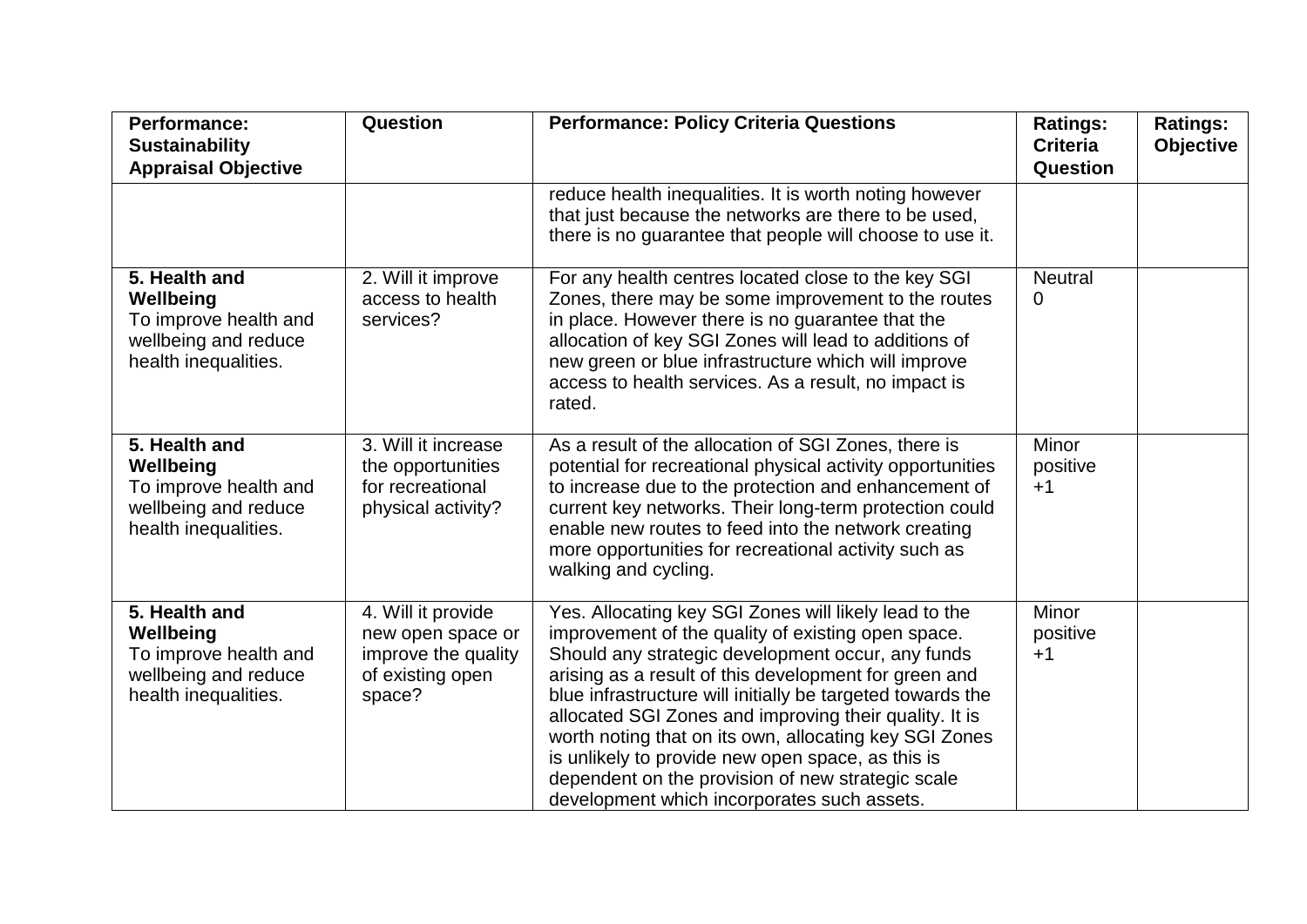| Performance: Sustainability Appraisal Objective | Question | Performance: Policy Criteria Questions | Ratings: Criteria Question | Ratings: Objective |
|---|---|---|---|---|
| | | reduce health inequalities. It is worth noting however that just because the networks are there to be used, there is no guarantee that people will choose to use it. | | |
| **5. Health and Wellbeing** To improve health and wellbeing and reduce health inequalities. | 2. Will it improve access to health services? | For any health centres located close to the key SGI Zones, there may be some improvement to the routes in place. However there is no guarantee that the allocation of key SGI Zones will lead to additions of new green or blue infrastructure which will improve access to health services. As a result, no impact is rated. | Neutral 0 | |
| **5. Health and Wellbeing** To improve health and wellbeing and reduce health inequalities. | 3. Will it increase the opportunities for recreational physical activity? | As a result of the allocation of SGI Zones, there is potential for recreational physical activity opportunities to increase due to the protection and enhancement of current key networks. Their long-term protection could enable new routes to feed into the network creating more opportunities for recreational activity such as walking and cycling. | Minor positive +1 | |
| **5. Health and Wellbeing** To improve health and wellbeing and reduce health inequalities. | 4. Will it provide new open space or improve the quality of existing open space? | Yes. Allocating key SGI Zones will likely lead to the improvement of the quality of existing open space. Should any strategic development occur, any funds arising as a result of this development for green and blue infrastructure will initially be targeted towards the allocated SGI Zones and improving their quality. It is worth noting that on its own, allocating key SGI Zones is unlikely to provide new open space, as this is dependent on the provision of new strategic scale development which incorporates such assets. | Minor positive +1 | |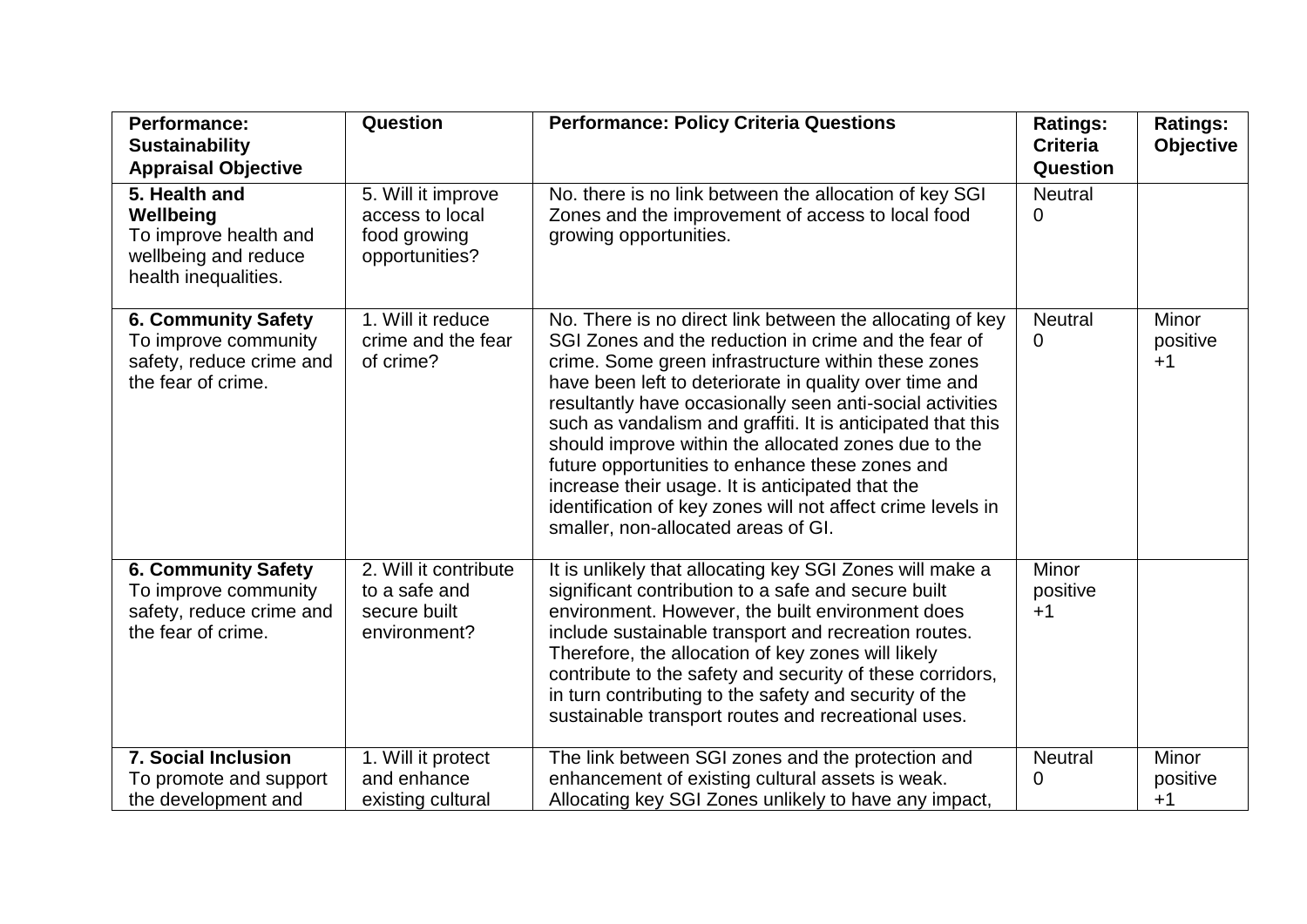| Performance: Sustainability Appraisal Objective | Question | Performance: Policy Criteria Questions | Ratings: Criteria Question | Ratings: Objective |
|---|---|---|---|---|
| **5. Health and Wellbeing** To improve health and wellbeing and reduce health inequalities. | 5. Will it improve access to local food growing opportunities? | No. there is no link between the allocation of key SGI Zones and the improvement of access to local food growing opportunities. | Neutral 0 | |
| **6. Community Safety** To improve community safety, reduce crime and the fear of crime. | 1. Will it reduce crime and the fear of crime? | No. There is no direct link between the allocating of key SGI Zones and the reduction in crime and the fear of crime. Some green infrastructure within these zones have been left to deteriorate in quality over time and resultantly have occasionally seen anti-social activities such as vandalism and graffiti. It is anticipated that this should improve within the allocated zones due to the future opportunities to enhance these zones and increase their usage. It is anticipated that the identification of key zones will not affect crime levels in smaller, non-allocated areas of GI. | Neutral 0 | Minor positive +1 |
| **6. Community Safety** To improve community safety, reduce crime and the fear of crime. | 2. Will it contribute to a safe and secure built environment? | It is unlikely that allocating key SGI Zones will make a significant contribution to a safe and secure built environment. However, the built environment does include sustainable transport and recreation routes. Therefore, the allocation of key zones will likely contribute to the safety and security of these corridors, in turn contributing to the safety and security of the sustainable transport routes and recreational uses. | Minor positive +1 | |
| **7. Social Inclusion** To promote and support the development and | 1. Will it protect and enhance existing cultural | The link between SGI zones and the protection and enhancement of existing cultural assets is weak. Allocating key SGI Zones unlikely to have any impact, | Neutral 0 | Minor positive +1 |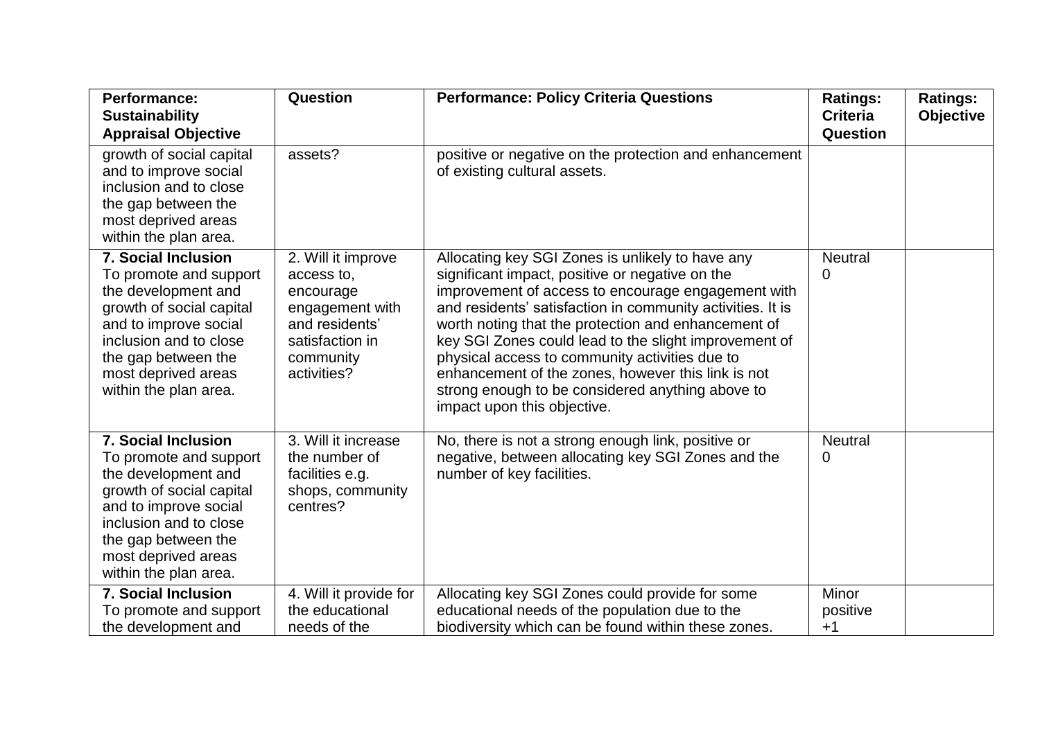| Performance: Sustainability Appraisal Objective | Question | Performance: Policy Criteria Questions | Ratings: Criteria Question | Ratings: Objective |
|---|---|---|---|---|
| growth of social capital and to improve social inclusion and to close the gap between the most deprived areas within the plan area. | assets? | positive or negative on the protection and enhancement of existing cultural assets. | | |
| **7. Social Inclusion** To promote and support the development and growth of social capital and to improve social inclusion and to close the gap between the most deprived areas within the plan area. | 2. Will it improve access to, encourage engagement with and residents' satisfaction in community activities? | Allocating key SGI Zones is unlikely to have any significant impact, positive or negative on the improvement of access to encourage engagement with and residents' satisfaction in community activities. It is worth noting that the protection and enhancement of key SGI Zones could lead to the slight improvement of physical access to community activities due to enhancement of the zones, however this link is not strong enough to be considered anything above to impact upon this objective. | Neutral 0 | |
| **7. Social Inclusion** To promote and support the development and growth of social capital and to improve social inclusion and to close the gap between the most deprived areas within the plan area. | 3. Will it increase the number of facilities e.g. shops, community centres? | No, there is not a strong enough link, positive or negative, between allocating key SGI Zones and the number of key facilities. | Neutral 0 | |
| **7. Social Inclusion** To promote and support the development and | 4. Will it provide for the educational needs of the | Allocating key SGI Zones could provide for some educational needs of the population due to the biodiversity which can be found within these zones. | Minor positive +1 | |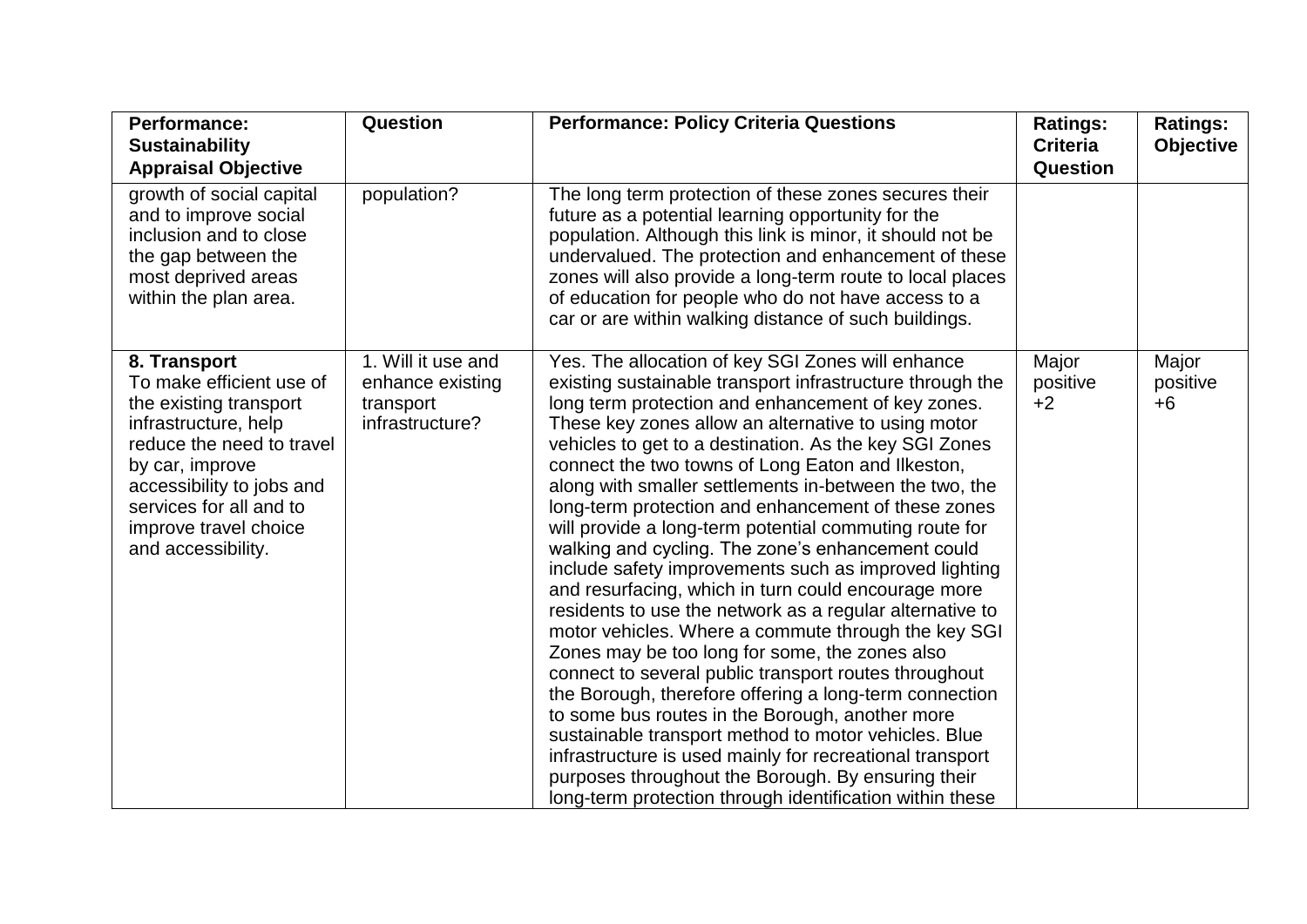| Performance: Sustainability Appraisal Objective | Question | Performance: Policy Criteria Questions | Ratings: Criteria Question | Ratings: Objective |
|---|---|---|---|---|
| growth of social capital and to improve social inclusion and to close the gap between the most deprived areas within the plan area. | population? | The long term protection of these zones secures their future as a potential learning opportunity for the population. Although this link is minor, it should not be undervalued. The protection and enhancement of these zones will also provide a long-term route to local places of education for people who do not have access to a car or are within walking distance of such buildings. | | |
| **8. Transport** To make efficient use of the existing transport infrastructure, help reduce the need to travel by car, improve accessibility to jobs and services for all and to improve travel choice and accessibility. | 1. Will it use and enhance existing transport infrastructure? | Yes. The allocation of key SGI Zones will enhance existing sustainable transport infrastructure through the long term protection and enhancement of key zones. These key zones allow an alternative to using motor vehicles to get to a destination. As the key SGI Zones connect the two towns of Long Eaton and Ilkeston, along with smaller settlements in-between the two, the long-term protection and enhancement of these zones will provide a long-term potential commuting route for walking and cycling. The zone's enhancement could include safety improvements such as improved lighting and resurfacing, which in turn could encourage more residents to use the network as a regular alternative to motor vehicles. Where a commute through the key SGI Zones may be too long for some, the zones also connect to several public transport routes throughout the Borough, therefore offering a long-term connection to some bus routes in the Borough, another more sustainable transport method to motor vehicles. Blue infrastructure is used mainly for recreational transport purposes throughout the Borough. By ensuring their long-term protection through identification within these | Major positive +2 | Major positive +6 |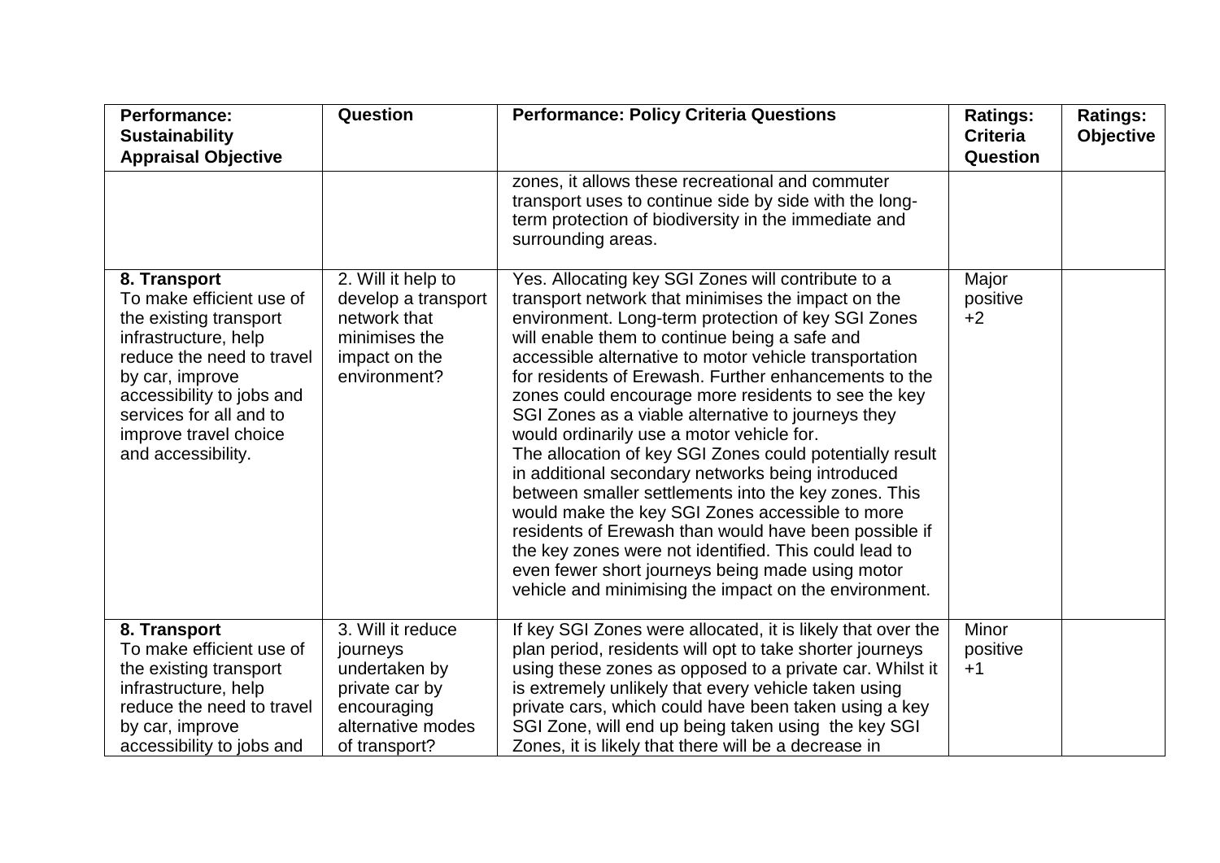| Performance: Sustainability Appraisal Objective | Question | Performance: Policy Criteria Questions | Ratings: Criteria Question | Ratings: Objective |
|---|---|---|---|---|
| | | zones, it allows these recreational and commuter transport uses to continue side by side with the long-term protection of biodiversity in the immediate and surrounding areas. | | |
| **8. Transport** To make efficient use of the existing transport infrastructure, help reduce the need to travel by car, improve accessibility to jobs and services for all and to improve travel choice and accessibility. | 2. Will it help to develop a transport network that minimises the impact on the environment? | Yes. Allocating key SGI Zones will contribute to a transport network that minimises the impact on the environment. Long-term protection of key SGI Zones will enable them to continue being a safe and accessible alternative to motor vehicle transportation for residents of Erewash. Further enhancements to the zones could encourage more residents to see the key SGI Zones as a viable alternative to journeys they would ordinarily use a motor vehicle for. The allocation of key SGI Zones could potentially result in additional secondary networks being introduced between smaller settlements into the key zones. This would make the key SGI Zones accessible to more residents of Erewash than would have been possible if the key zones were not identified. This could lead to even fewer short journeys being made using motor vehicle and minimising the impact on the environment. | Major positive +2 | |
| **8. Transport** To make efficient use of the existing transport infrastructure, help reduce the need to travel by car, improve accessibility to jobs and | 3. Will it reduce journeys undertaken by private car by encouraging alternative modes of transport? | If key SGI Zones were allocated, it is likely that over the plan period, residents will opt to take shorter journeys using these zones as opposed to a private car. Whilst it is extremely unlikely that every vehicle taken using private cars, which could have been taken using a key SGI Zone, will end up being taken using the key SGI Zones, it is likely that there will be a decrease in | Minor positive +1 | |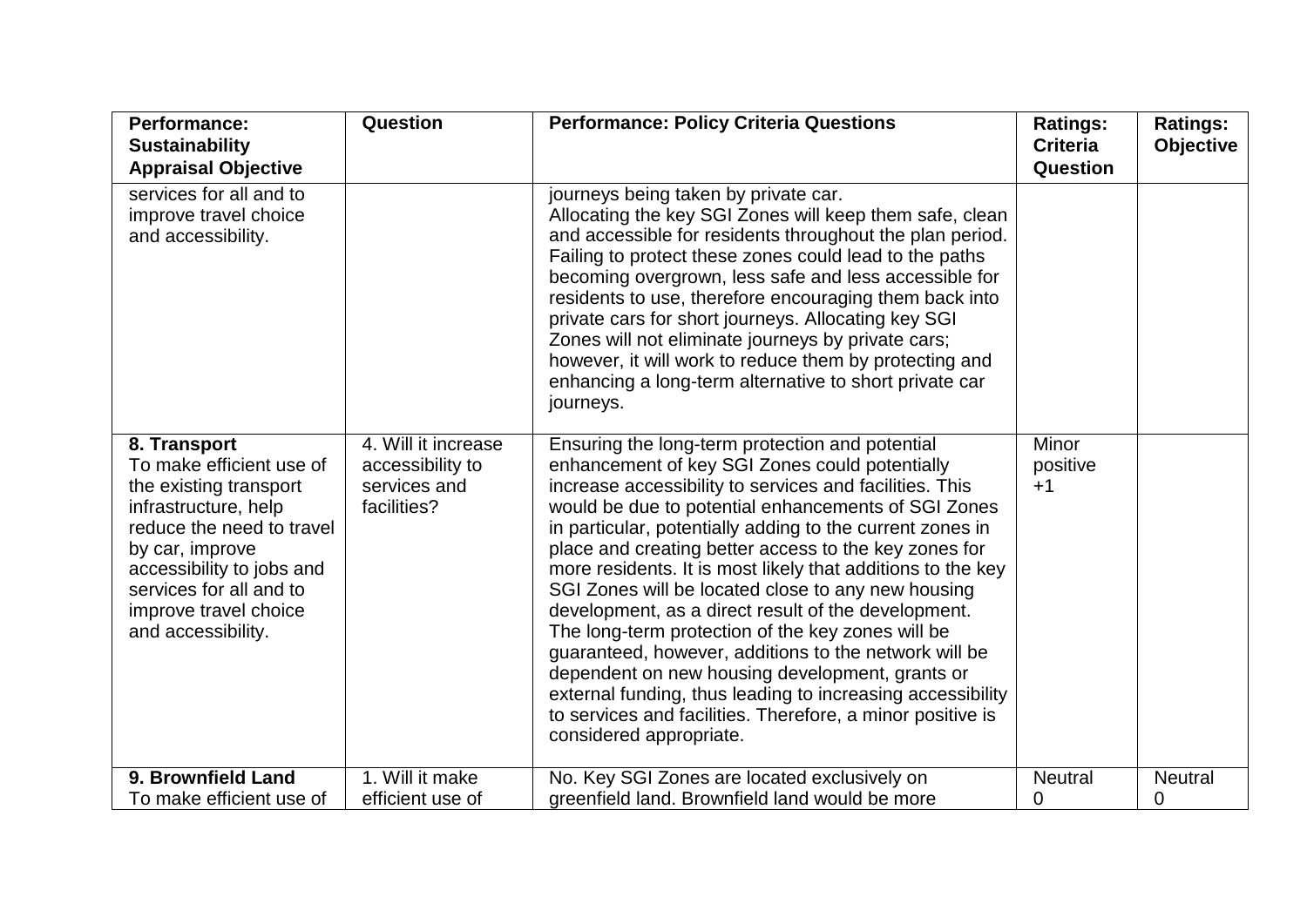| Performance: Sustainability Appraisal Objective | Question | Performance: Policy Criteria Questions | Ratings: Criteria Question | Ratings: Objective |
|---|---|---|---|---|
| services for all and to improve travel choice and accessibility. | | journeys being taken by private car.<br>Allocating the key SGI Zones will keep them safe, clean and accessible for residents throughout the plan period. Failing to protect these zones could lead to the paths becoming overgrown, less safe and less accessible for residents to use, therefore encouraging them back into private cars for short journeys. Allocating key SGI Zones will not eliminate journeys by private cars; however, it will work to reduce them by protecting and enhancing a long-term alternative to short private car journeys. | | |
| **8. Transport**<br>To make efficient use of the existing transport infrastructure, help reduce the need to travel by car, improve accessibility to jobs and services for all and to improve travel choice and accessibility. | 4. Will it increase accessibility to services and facilities? | Ensuring the long-term protection and potential enhancement of key SGI Zones could potentially increase accessibility to services and facilities. This would be due to potential enhancements of SGI Zones in particular, potentially adding to the current zones in place and creating better access to the key zones for more residents. It is most likely that additions to the key SGI Zones will be located close to any new housing development, as a direct result of the development. The long-term protection of the key zones will be guaranteed, however, additions to the network will be dependent on new housing development, grants or external funding, thus leading to increasing accessibility to services and facilities. Therefore, a minor positive is considered appropriate. | Minor positive +1 | |
| **9. Brownfield Land**<br>To make efficient use of | 1. Will it make efficient use of | No. Key SGI Zones are located exclusively on greenfield land. Brownfield land would be more | Neutral 0 | Neutral 0 |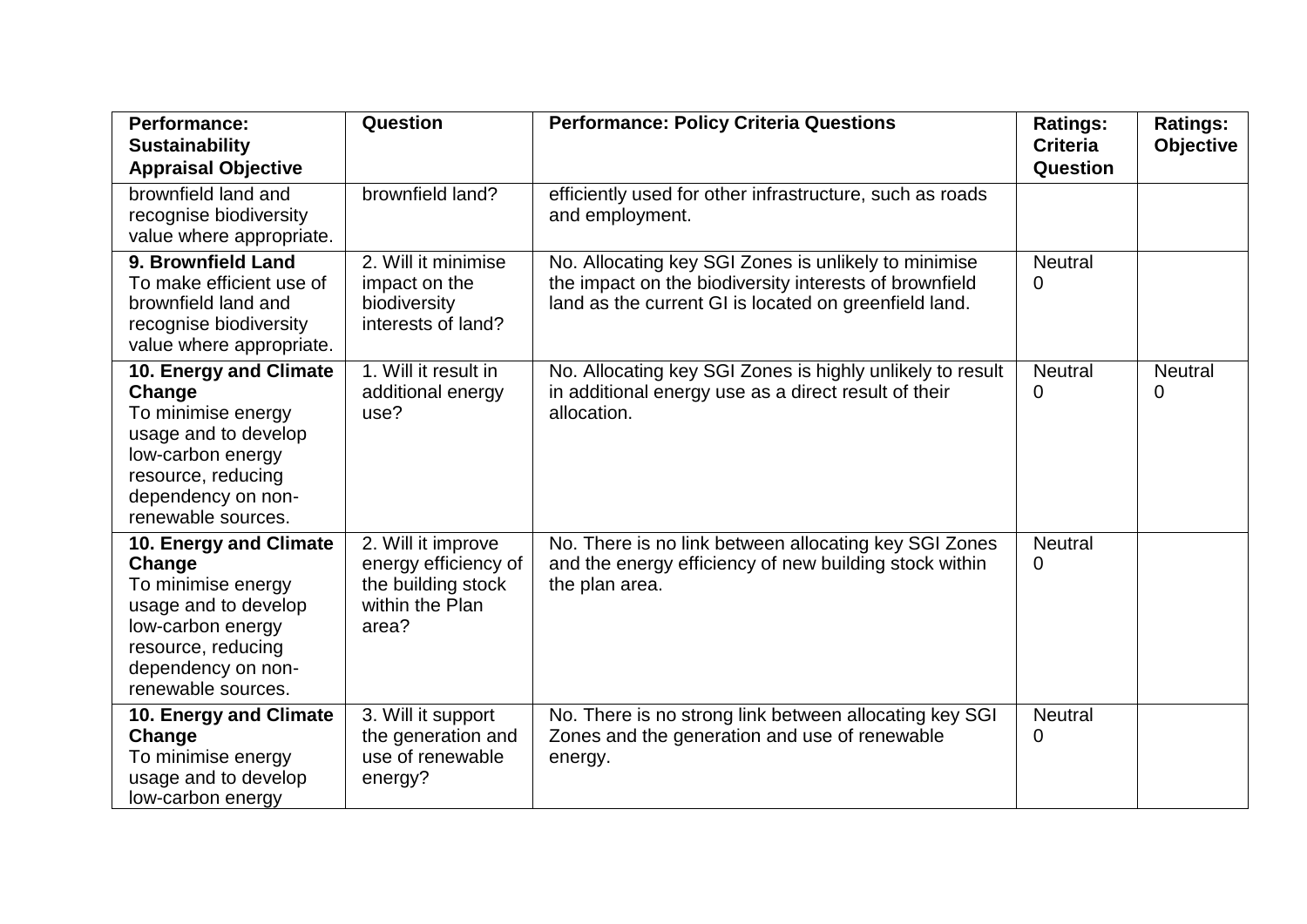| **Performance: Sustainability Appraisal Objective** | **Question** | **Performance: Policy Criteria Questions** | **Ratings: Criteria Question** | **Ratings: Objective** |
|---|---|---|---|---|
| brownfield land and recognise biodiversity value where appropriate. | brownfield land? | efficiently used for other infrastructure, such as roads and employment. | | |
| **9. Brownfield Land** To make efficient use of brownfield land and recognise biodiversity value where appropriate. | 2. Will it minimise impact on the biodiversity interests of land? | No. Allocating key SGI Zones is unlikely to minimise the impact on the biodiversity interests of brownfield land as the current GI is located on greenfield land. | Neutral 0 | |
| **10. Energy and Climate Change** To minimise energy usage and to develop low-carbon energy resource, reducing dependency on non-renewable sources. | 1. Will it result in additional energy use? | No. Allocating key SGI Zones is highly unlikely to result in additional energy use as a direct result of their allocation. | Neutral 0 | Neutral 0 |
| **10. Energy and Climate Change** To minimise energy usage and to develop low-carbon energy resource, reducing dependency on non-renewable sources. | 2. Will it improve energy efficiency of the building stock within the Plan area? | No. There is no link between allocating key SGI Zones and the energy efficiency of new building stock within the plan area. | Neutral 0 | |
| **10. Energy and Climate Change** To minimise energy usage and to develop low-carbon energy | 3. Will it support the generation and use of renewable energy? | No. There is no strong link between allocating key SGI Zones and the generation and use of renewable energy. | Neutral 0 | |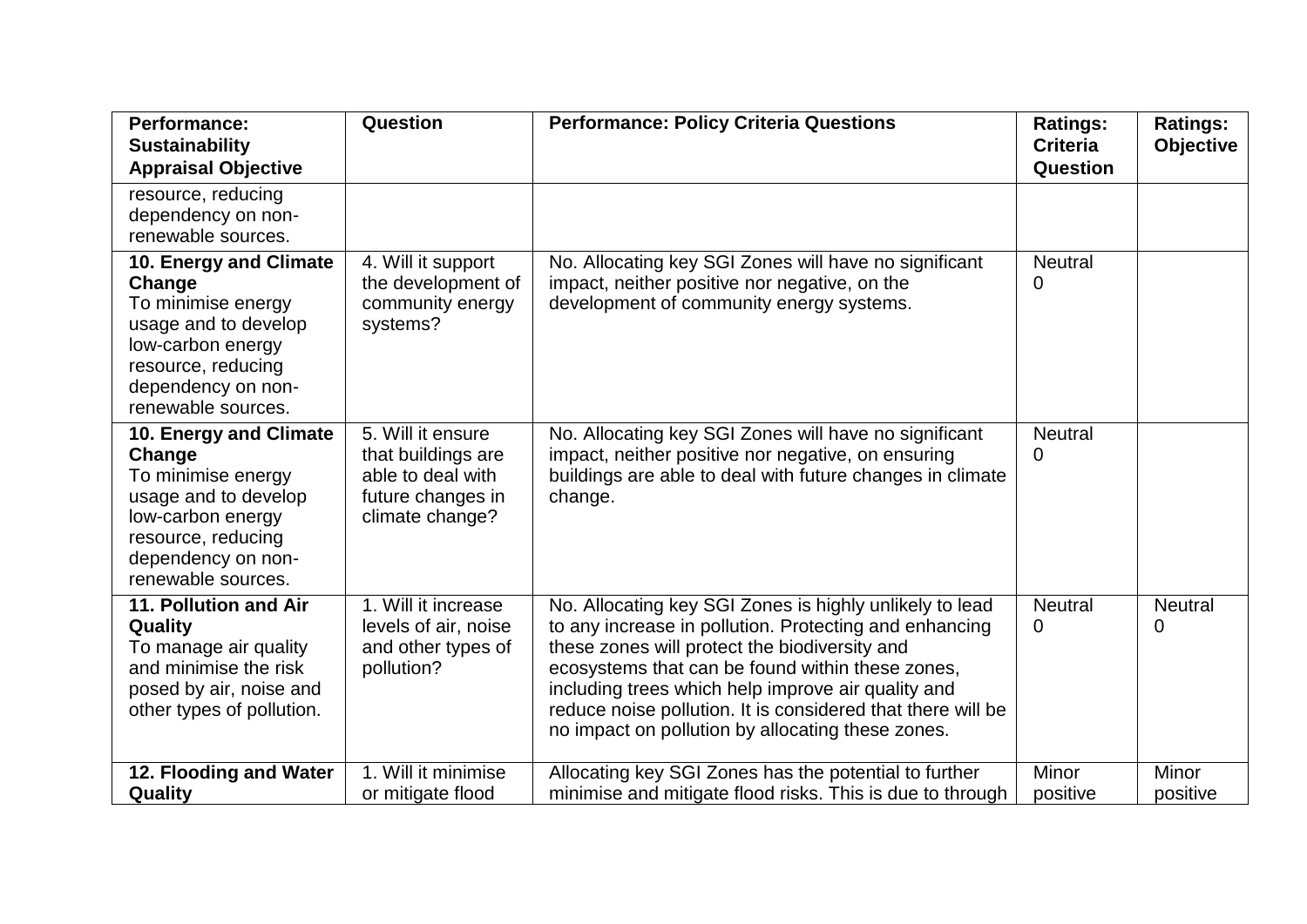| Performance: Sustainability Appraisal Objective | Question | Performance: Policy Criteria Questions | Ratings: Criteria Question | Ratings: Objective |
|---|---|---|---|---|
| resource, reducing dependency on non-renewable sources. | | | | |
| **10. Energy and Climate Change** To minimise energy usage and to develop low-carbon energy resource, reducing dependency on non-renewable sources. | 4. Will it support the development of community energy systems? | No. Allocating key SGI Zones will have no significant impact, neither positive nor negative, on the development of community energy systems. | Neutral 0 | |
| **10. Energy and Climate Change** To minimise energy usage and to develop low-carbon energy resource, reducing dependency on non-renewable sources. | 5. Will it ensure that buildings are able to deal with future changes in climate change? | No. Allocating key SGI Zones will have no significant impact, neither positive nor negative, on ensuring buildings are able to deal with future changes in climate change. | Neutral 0 | |
| **11. Pollution and Air Quality** To manage air quality and minimise the risk posed by air, noise and other types of pollution. | 1. Will it increase levels of air, noise and other types of pollution? | No. Allocating key SGI Zones is highly unlikely to lead to any increase in pollution. Protecting and enhancing these zones will protect the biodiversity and ecosystems that can be found within these zones, including trees which help improve air quality and reduce noise pollution. It is considered that there will be no impact on pollution by allocating these zones. | Neutral 0 | Neutral 0 |
| **12. Flooding and Water Quality** | 1. Will it minimise or mitigate flood | Allocating key SGI Zones has the potential to further minimise and mitigate flood risks. This is due to through | Minor positive | Minor positive |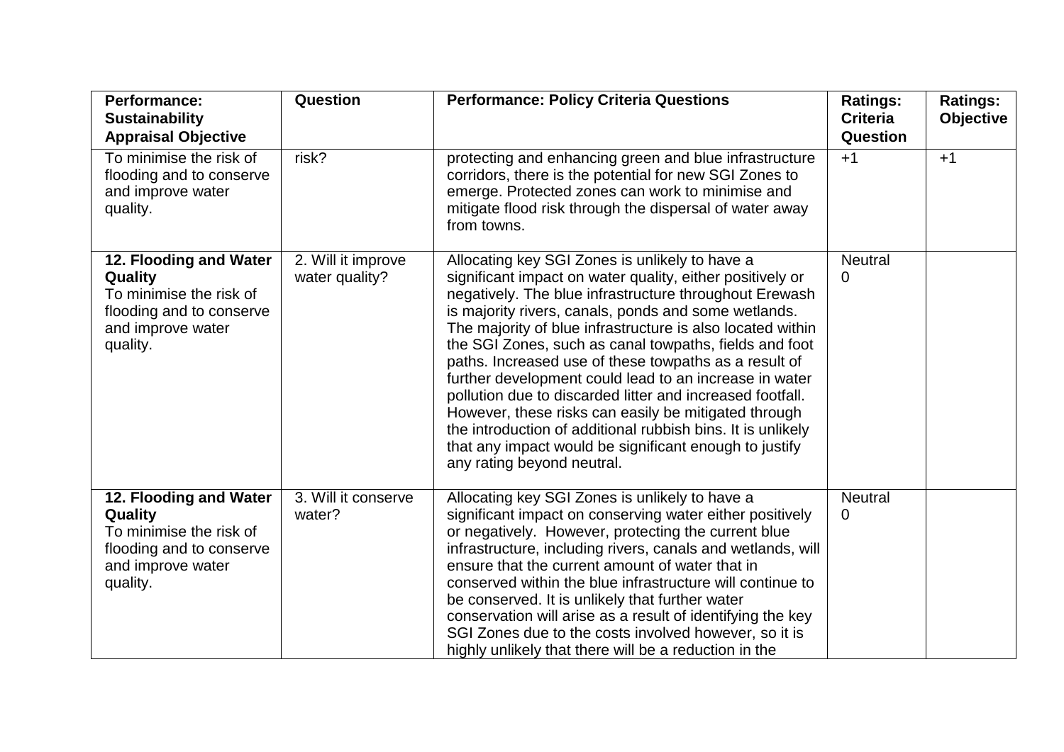| **Performance: Sustainability Appraisal Objective** | **Question** | **Performance: Policy Criteria Questions** | **Ratings: Criteria Question** | **Ratings: Objective** |
|---|---|---|---|---|
| To minimise the risk of flooding and to conserve and improve water quality. | risk? | protecting and enhancing green and blue infrastructure corridors, there is the potential for new SGI Zones to emerge. Protected zones can work to minimise and mitigate flood risk through the dispersal of water away from towns. | +1 | +1 |
| **12. Flooding and Water Quality** To minimise the risk of flooding and to conserve and improve water quality. | 2. Will it improve water quality? | Allocating key SGI Zones is unlikely to have a significant impact on water quality, either positively or negatively. The blue infrastructure throughout Erewash is majority rivers, canals, ponds and some wetlands. The majority of blue infrastructure is also located within the SGI Zones, such as canal towpaths, fields and foot paths. Increased use of these towpaths as a result of further development could lead to an increase in water pollution due to discarded litter and increased footfall. However, these risks can easily be mitigated through the introduction of additional rubbish bins. It is unlikely that any impact would be significant enough to justify any rating beyond neutral. | Neutral 0 | |
| **12. Flooding and Water Quality** To minimise the risk of flooding and to conserve and improve water quality. | 3. Will it conserve water? | Allocating key SGI Zones is unlikely to have a significant impact on conserving water either positively or negatively. However, protecting the current blue infrastructure, including rivers, canals and wetlands, will ensure that the current amount of water that in conserved within the blue infrastructure will continue to be conserved. It is unlikely that further water conservation will arise as a result of identifying the key SGI Zones due to the costs involved however, so it is highly unlikely that there will be a reduction in the | Neutral 0 | |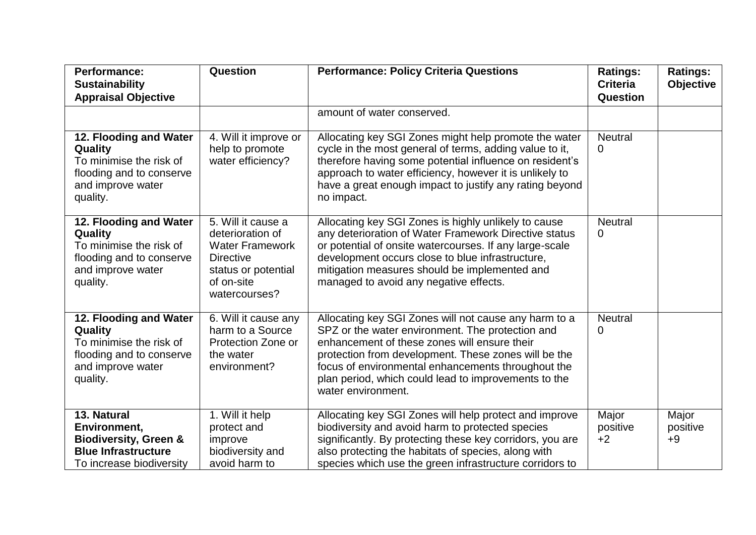| Performance: Sustainability Appraisal Objective | Question | Performance: Policy Criteria Questions | Ratings: Criteria Question | Ratings: Objective |
|---|---|---|---|---|
| | | amount of water conserved. | | |
| **12. Flooding and Water Quality** To minimise the risk of flooding and to conserve and improve water quality. | 4. Will it improve or help to promote water efficiency? | Allocating key SGI Zones might help promote the water cycle in the most general of terms, adding value to it, therefore having some potential influence on resident's approach to water efficiency, however it is unlikely to have a great enough impact to justify any rating beyond no impact. | Neutral 0 | |
| **12. Flooding and Water Quality** To minimise the risk of flooding and to conserve and improve water quality. | 5. Will it cause a deterioration of Water Framework Directive status or potential of on-site watercourses? | Allocating key SGI Zones is highly unlikely to cause any deterioration of Water Framework Directive status or potential of onsite watercourses. If any large-scale development occurs close to blue infrastructure, mitigation measures should be implemented and managed to avoid any negative effects. | Neutral 0 | |
| **12. Flooding and Water Quality** To minimise the risk of flooding and to conserve and improve water quality. | 6. Will it cause any harm to a Source Protection Zone or the water environment? | Allocating key SGI Zones will not cause any harm to a SPZ or the water environment. The protection and enhancement of these zones will ensure their protection from development. These zones will be the focus of environmental enhancements throughout the plan period, which could lead to improvements to the water environment. | Neutral 0 | |
| **13. Natural Environment, Biodiversity, Green & Blue Infrastructure** To increase biodiversity | 1. Will it help protect and improve biodiversity and avoid harm to | Allocating key SGI Zones will help protect and improve biodiversity and avoid harm to protected species significantly. By protecting these key corridors, you are also protecting the habitats of species, along with species which use the green infrastructure corridors to | Major positive +2 | Major positive +9 |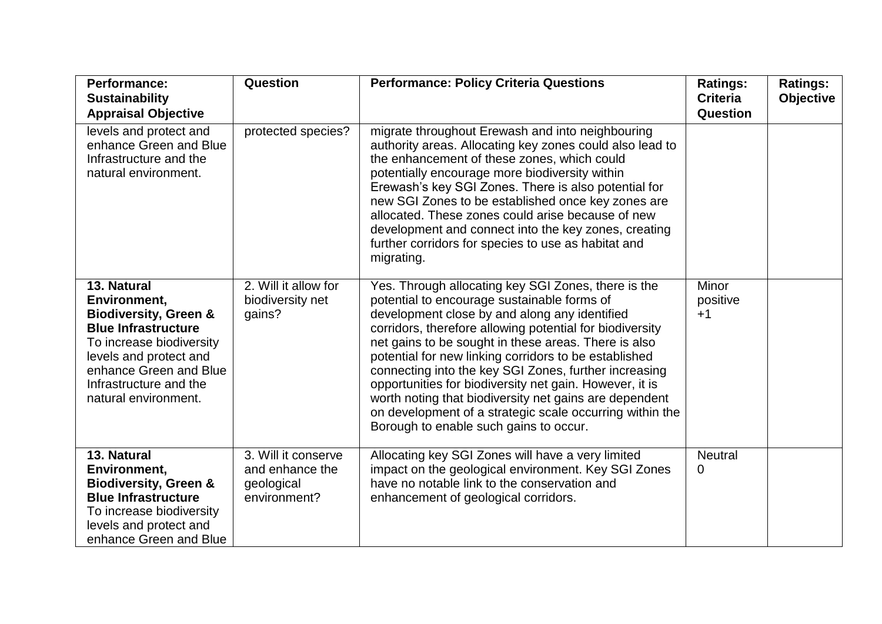| Performance: Sustainability Appraisal Objective | Question | Performance: Policy Criteria Questions | Ratings: Criteria Question | Ratings: Objective |
|---|---|---|---|---|
| levels and protect and enhance Green and Blue Infrastructure and the natural environment. | protected species? | migrate throughout Erewash and into neighbouring authority areas. Allocating key zones could also lead to the enhancement of these zones, which could potentially encourage more biodiversity within Erewash's key SGI Zones. There is also potential for new SGI Zones to be established once key zones are allocated. These zones could arise because of new development and connect into the key zones, creating further corridors for species to use as habitat and migrating. | | |
| **13. Natural Environment, Biodiversity, Green & Blue Infrastructure** To increase biodiversity levels and protect and enhance Green and Blue Infrastructure and the natural environment. | 2. Will it allow for biodiversity net gains? | Yes. Through allocating key SGI Zones, there is the potential to encourage sustainable forms of development close by and along any identified corridors, therefore allowing potential for biodiversity net gains to be sought in these areas. There is also potential for new linking corridors to be established connecting into the key SGI Zones, further increasing opportunities for biodiversity net gain. However, it is worth noting that biodiversity net gains are dependent on development of a strategic scale occurring within the Borough to enable such gains to occur. | Minor positive +1 | |
| **13. Natural Environment, Biodiversity, Green & Blue Infrastructure** To increase biodiversity levels and protect and enhance Green and Blue | 3. Will it conserve and enhance the geological environment? | Allocating key SGI Zones will have a very limited impact on the geological environment. Key SGI Zones have no notable link to the conservation and enhancement of geological corridors. | Neutral 0 | |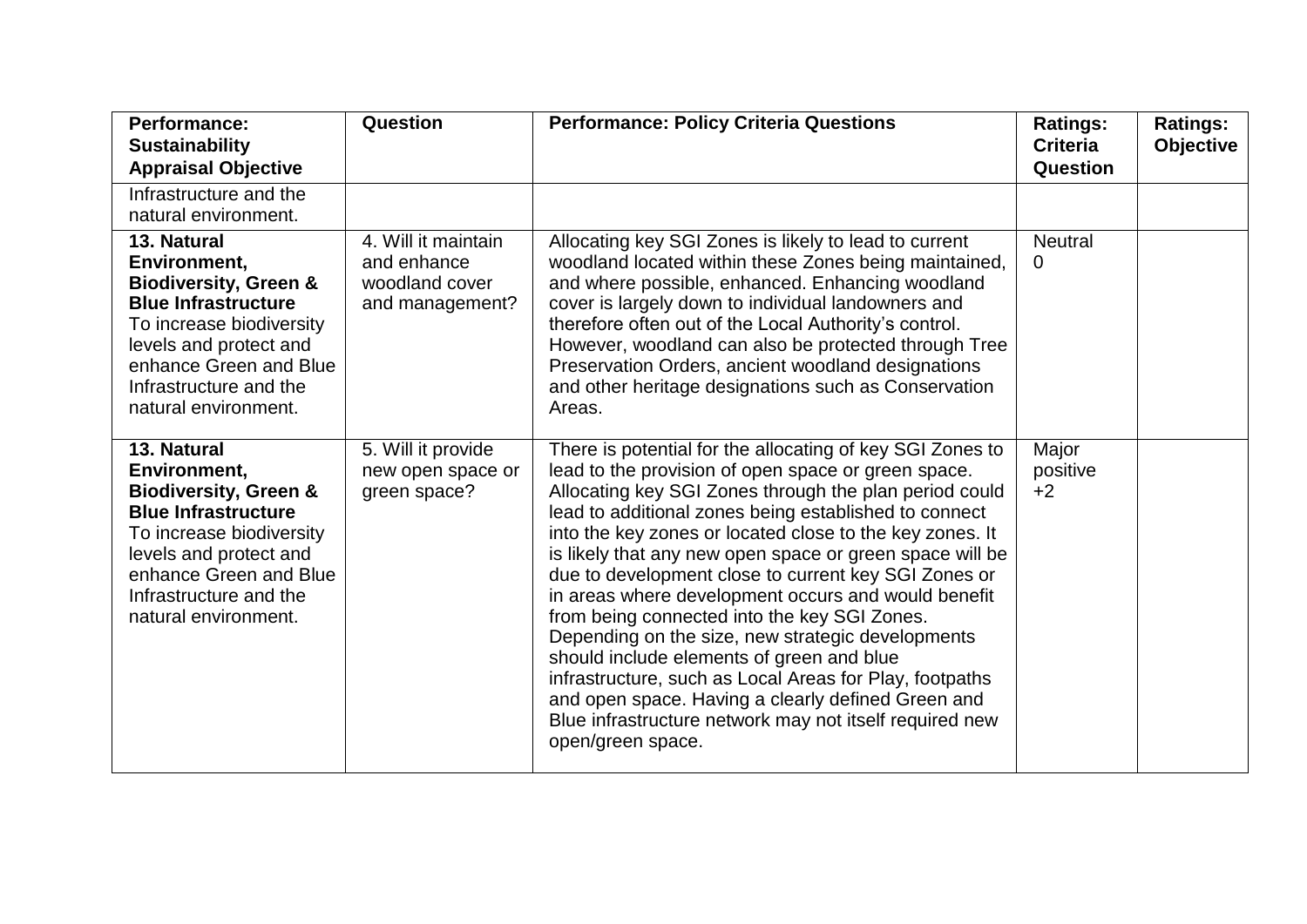| Performance: Sustainability Appraisal Objective | Question | Performance: Policy Criteria Questions | Ratings: Criteria Question | Ratings: Objective |
|---|---|---|---|---|
| Infrastructure and the natural environment. | | | | |
| **13. Natural Environment, Biodiversity, Green & Blue Infrastructure** To increase biodiversity levels and protect and enhance Green and Blue Infrastructure and the natural environment. | 4. Will it maintain and enhance woodland cover and management? | Allocating key SGI Zones is likely to lead to current woodland located within these Zones being maintained, and where possible, enhanced. Enhancing woodland cover is largely down to individual landowners and therefore often out of the Local Authority's control. However, woodland can also be protected through Tree Preservation Orders, ancient woodland designations and other heritage designations such as Conservation Areas. | Neutral 0 | |
| **13. Natural Environment, Biodiversity, Green & Blue Infrastructure** To increase biodiversity levels and protect and enhance Green and Blue Infrastructure and the natural environment. | 5. Will it provide new open space or green space? | There is potential for the allocating of key SGI Zones to lead to the provision of open space or green space. Allocating key SGI Zones through the plan period could lead to additional zones being established to connect into the key zones or located close to the key zones. It is likely that any new open space or green space will be due to development close to current key SGI Zones or in areas where development occurs and would benefit from being connected into the key SGI Zones. Depending on the size, new strategic developments should include elements of green and blue infrastructure, such as Local Areas for Play, footpaths and open space. Having a clearly defined Green and Blue infrastructure network may not itself required new open/green space. | Major positive +2 | |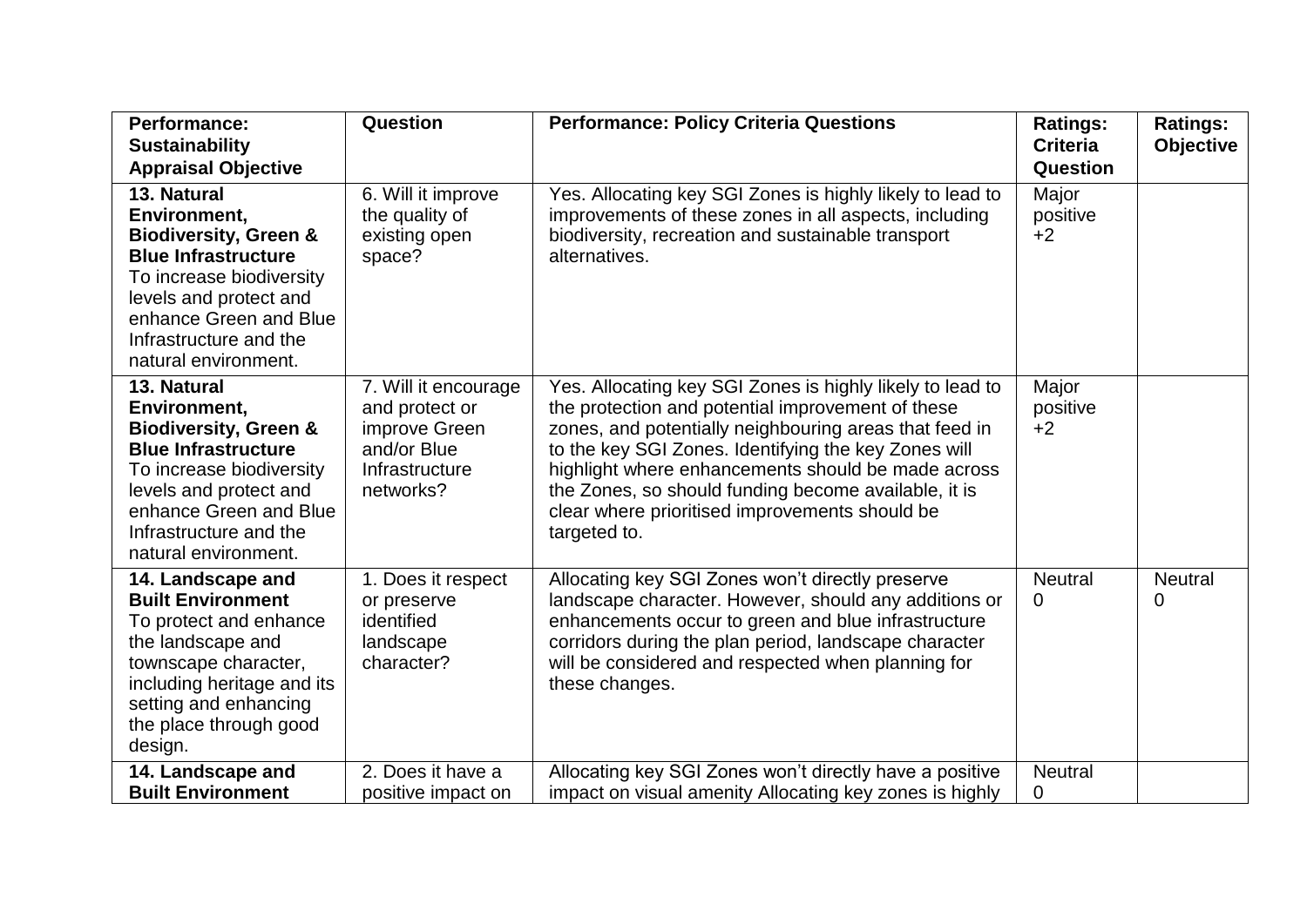| Performance: Sustainability Appraisal Objective | Question | Performance: Policy Criteria Questions | Ratings: Criteria Question | Ratings: Objective |
|---|---|---|---|---|
| **13. Natural Environment, Biodiversity, Green & Blue Infrastructure** To increase biodiversity levels and protect and enhance Green and Blue Infrastructure and the natural environment. | 6. Will it improve the quality of existing open space? | Yes. Allocating key SGI Zones is highly likely to lead to improvements of these zones in all aspects, including biodiversity, recreation and sustainable transport alternatives. | Major positive +2 | |
| **13. Natural Environment, Biodiversity, Green & Blue Infrastructure** To increase biodiversity levels and protect and enhance Green and Blue Infrastructure and the natural environment. | 7. Will it encourage and protect or improve Green and/or Blue Infrastructure networks? | Yes. Allocating key SGI Zones is highly likely to lead to the protection and potential improvement of these zones, and potentially neighbouring areas that feed in to the key SGI Zones. Identifying the key Zones will highlight where enhancements should be made across the Zones, so should funding become available, it is clear where prioritised improvements should be targeted to. | Major positive +2 | |
| **14. Landscape and Built Environment** To protect and enhance the landscape and townscape character, including heritage and its setting and enhancing the place through good design. | 1. Does it respect or preserve identified landscape character? | Allocating key SGI Zones won't directly preserve landscape character. However, should any additions or enhancements occur to green and blue infrastructure corridors during the plan period, landscape character will be considered and respected when planning for these changes. | Neutral 0 | Neutral 0 |
| **14. Landscape and Built Environment** | 2. Does it have a positive impact on | Allocating key SGI Zones won't directly have a positive impact on visual amenity Allocating key zones is highly | Neutral 0 | |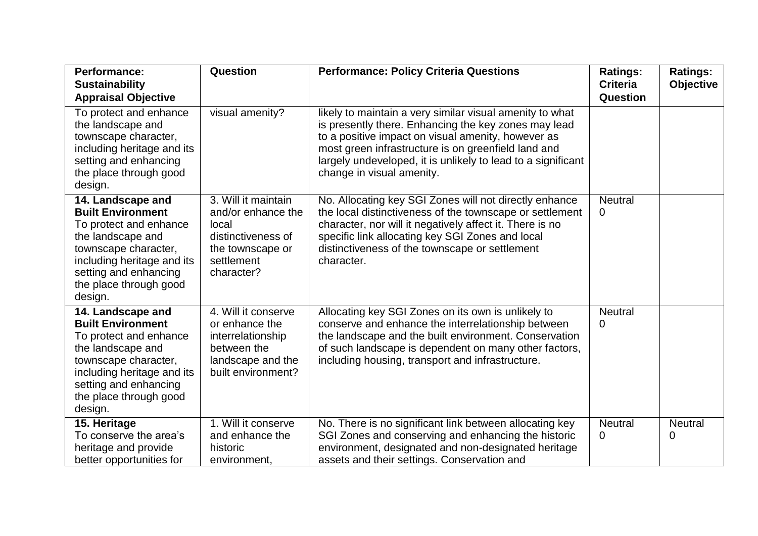| Performance: Sustainability Appraisal Objective | Question | Performance: Policy Criteria Questions | Ratings: Criteria Question | Ratings: Objective |
|---|---|---|---|---|
| To protect and enhance the landscape and townscape character, including heritage and its setting and enhancing the place through good design. | visual amenity? | likely to maintain a very similar visual amenity to what is presently there. Enhancing the key zones may lead to a positive impact on visual amenity, however as most green infrastructure is on greenfield land and largely undeveloped, it is unlikely to lead to a significant change in visual amenity. | | |
| **14. Landscape and Built Environment** To protect and enhance the landscape and townscape character, including heritage and its setting and enhancing the place through good design. | 3. Will it maintain and/or enhance the local distinctiveness of the townscape or settlement character? | No. Allocating key SGI Zones will not directly enhance the local distinctiveness of the townscape or settlement character, nor will it negatively affect it. There is no specific link allocating key SGI Zones and local distinctiveness of the townscape or settlement character. | Neutral 0 | |
| **14. Landscape and Built Environment** To protect and enhance the landscape and townscape character, including heritage and its setting and enhancing the place through good design. | 4. Will it conserve or enhance the interrelationship between the landscape and the built environment? | Allocating key SGI Zones on its own is unlikely to conserve and enhance the interrelationship between the landscape and the built environment. Conservation of such landscape is dependent on many other factors, including housing, transport and infrastructure. | Neutral 0 | |
| **15. Heritage** To conserve the area's heritage and provide better opportunities for | 1. Will it conserve and enhance the historic environment, | No. There is no significant link between allocating key SGI Zones and conserving and enhancing the historic environment, designated and non-designated heritage assets and their settings. Conservation and | Neutral 0 | Neutral 0 |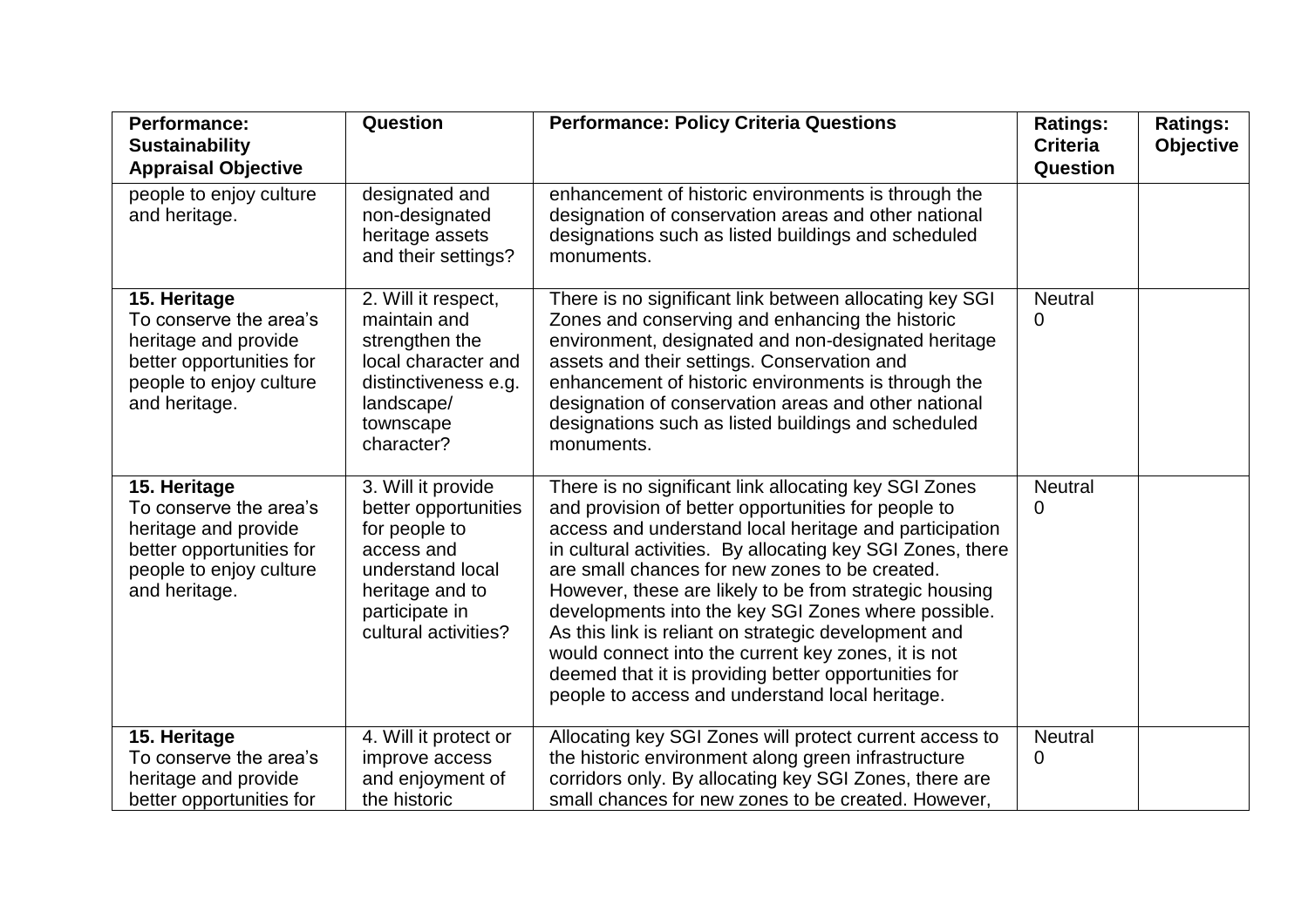| Performance: Sustainability Appraisal Objective | Question | Performance: Policy Criteria Questions | Ratings: Criteria Question | Ratings: Objective |
|---|---|---|---|---|
| people to enjoy culture and heritage. | designated and non-designated heritage assets and their settings? | enhancement of historic environments is through the designation of conservation areas and other national designations such as listed buildings and scheduled monuments. | | |
| **15. Heritage** To conserve the area's heritage and provide better opportunities for people to enjoy culture and heritage. | 2. Will it respect, maintain and strengthen the local character and distinctiveness e.g. landscape/ townscape character? | There is no significant link between allocating key SGI Zones and conserving and enhancing the historic environment, designated and non-designated heritage assets and their settings. Conservation and enhancement of historic environments is through the designation of conservation areas and other national designations such as listed buildings and scheduled monuments. | Neutral 0 | |
| **15. Heritage** To conserve the area's heritage and provide better opportunities for people to enjoy culture and heritage. | 3. Will it provide better opportunities for people to access and understand local heritage and to participate in cultural activities? | There is no significant link allocating key SGI Zones and provision of better opportunities for people to access and understand local heritage and participation in cultural activities. By allocating key SGI Zones, there are small chances for new zones to be created. However, these are likely to be from strategic housing developments into the key SGI Zones where possible. As this link is reliant on strategic development and would connect into the current key zones, it is not deemed that it is providing better opportunities for people to access and understand local heritage. | Neutral 0 | |
| **15. Heritage** To conserve the area's heritage and provide better opportunities for | 4. Will it protect or improve access and enjoyment of the historic | Allocating key SGI Zones will protect current access to the historic environment along green infrastructure corridors only. By allocating key SGI Zones, there are small chances for new zones to be created. However, | Neutral 0 | |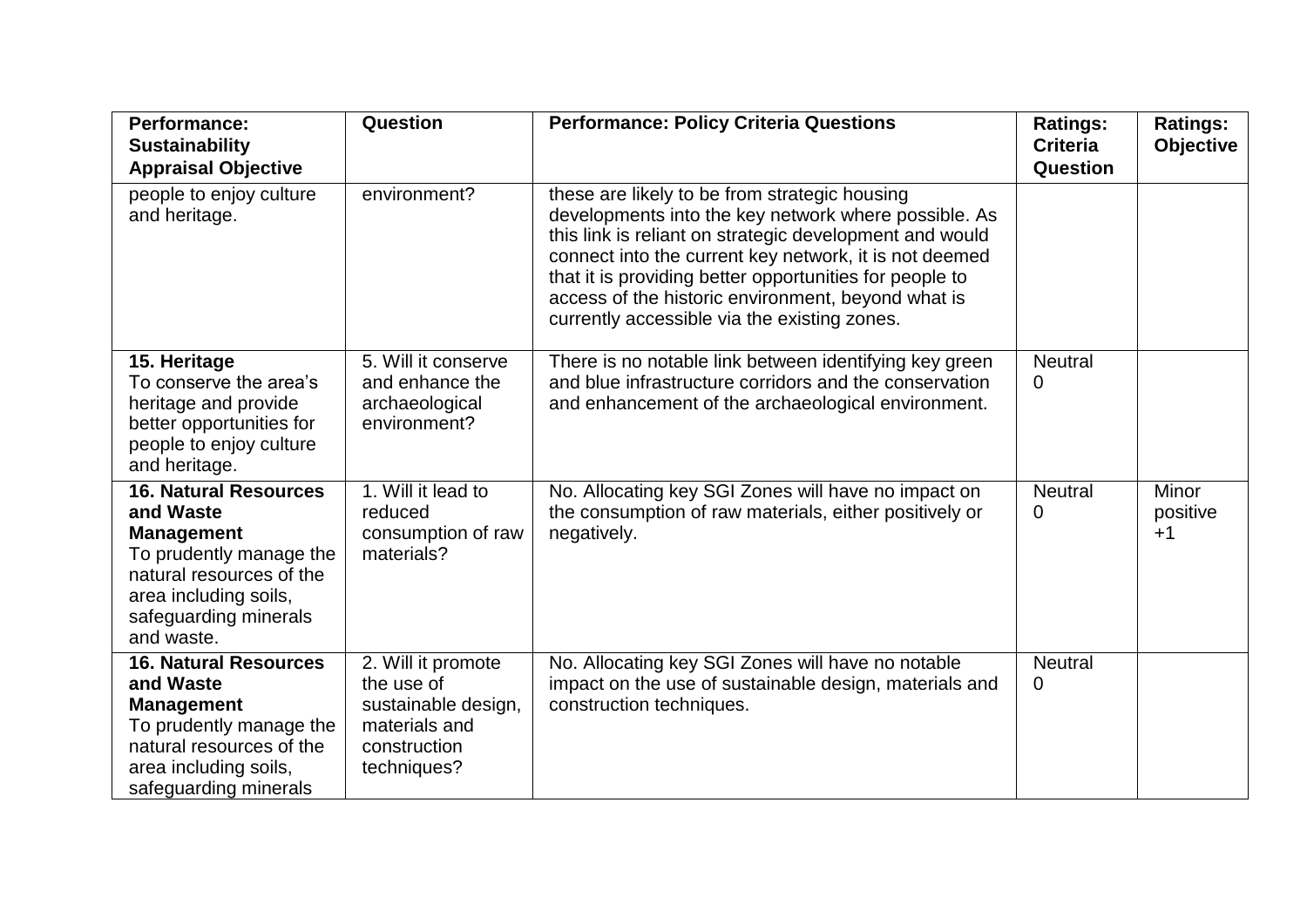| Performance: Sustainability Appraisal Objective | Question | Performance: Policy Criteria Questions | Ratings: Criteria Question | Ratings: Objective |
| --- | --- | --- | --- | --- |
| people to enjoy culture and heritage. | environment? | these are likely to be from strategic housing developments into the key network where possible. As this link is reliant on strategic development and would connect into the current key network, it is not deemed that it is providing better opportunities for people to access of the historic environment, beyond what is currently accessible via the existing zones. | | |
| **15. Heritage** To conserve the area's heritage and provide better opportunities for people to enjoy culture and heritage. | 5. Will it conserve and enhance the archaeological environment? | There is no notable link between identifying key green and blue infrastructure corridors and the conservation and enhancement of the archaeological environment. | Neutral 0 | |
| **16. Natural Resources and Waste Management** To prudently manage the natural resources of the area including soils, safeguarding minerals and waste. | 1. Will it lead to reduced consumption of raw materials? | No. Allocating key SGI Zones will have no impact on the consumption of raw materials, either positively or negatively. | Neutral 0 | Minor positive +1 |
| **16. Natural Resources and Waste Management** To prudently manage the natural resources of the area including soils, safeguarding minerals | 2. Will it promote the use of sustainable design, materials and construction techniques? | No. Allocating key SGI Zones will have no notable impact on the use of sustainable design, materials and construction techniques. | Neutral 0 | |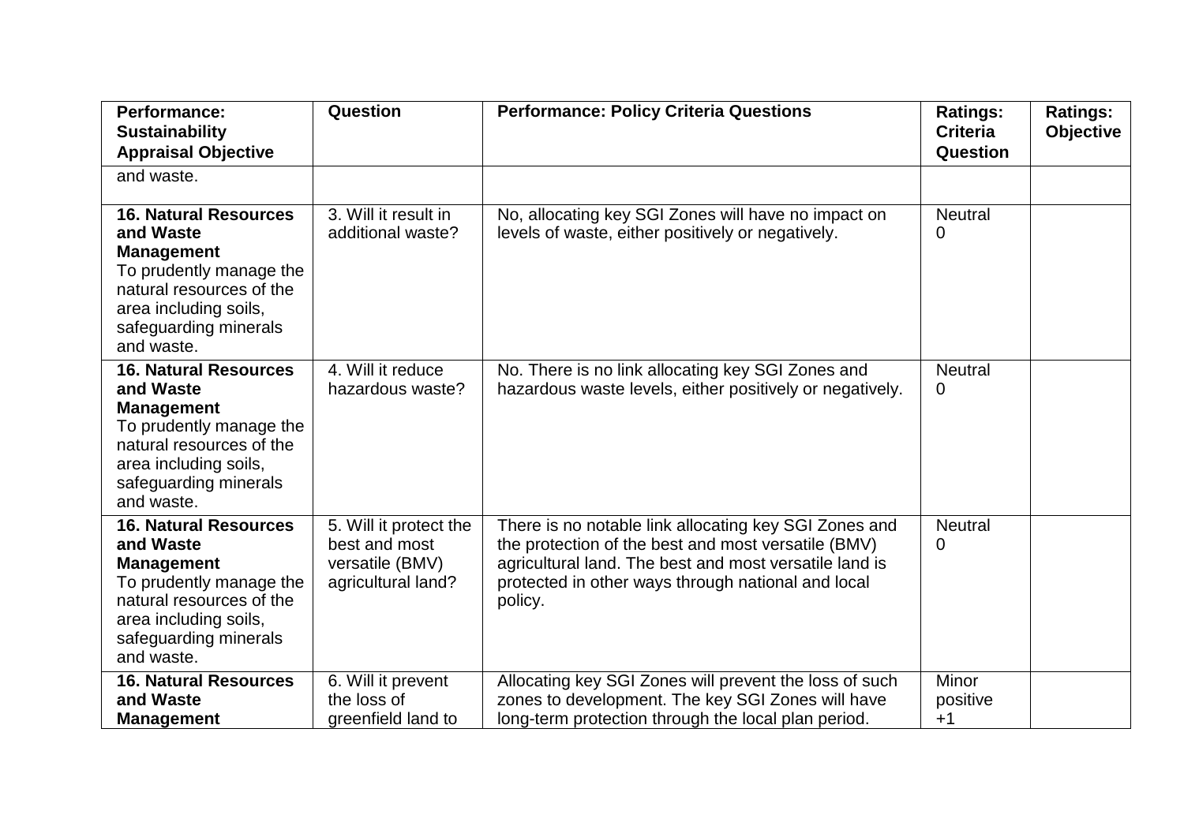| Performance: Sustainability Appraisal Objective | Question | Performance: Policy Criteria Questions | Ratings: Criteria Question | Ratings: Objective |
|---|---|---|---|---|
| and waste. | | | | |
| **16. Natural Resources and Waste Management** To prudently manage the natural resources of the area including soils, safeguarding minerals and waste. | 3. Will it result in additional waste? | No, allocating key SGI Zones will have no impact on levels of waste, either positively or negatively. | Neutral 0 | |
| **16. Natural Resources and Waste Management** To prudently manage the natural resources of the area including soils, safeguarding minerals and waste. | 4. Will it reduce hazardous waste? | No. There is no link allocating key SGI Zones and hazardous waste levels, either positively or negatively. | Neutral 0 | |
| **16. Natural Resources and Waste Management** To prudently manage the natural resources of the area including soils, safeguarding minerals and waste. | 5. Will it protect the best and most versatile (BMV) agricultural land? | There is no notable link allocating key SGI Zones and the protection of the best and most versatile (BMV) agricultural land. The best and most versatile land is protected in other ways through national and local policy. | Neutral 0 | |
| **16. Natural Resources and Waste Management** | 6. Will it prevent the loss of greenfield land to | Allocating key SGI Zones will prevent the loss of such zones to development. The key SGI Zones will have long-term protection through the local plan period. | Minor positive +1 | |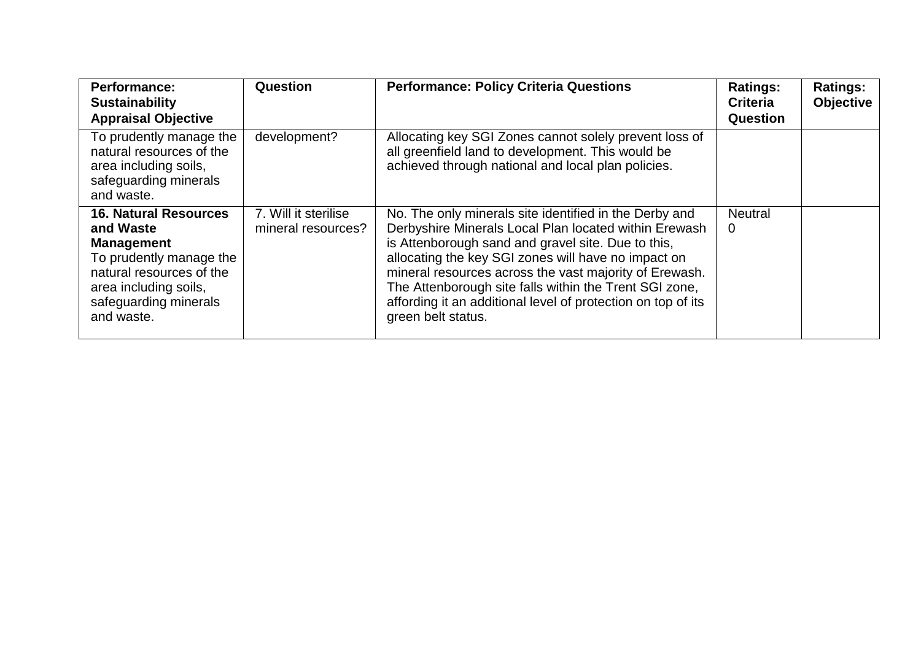| Performance: Sustainability Appraisal Objective | Question | Performance: Policy Criteria Questions | Ratings: Criteria Question | Ratings: Objective |
|---|---|---|---|---|
| To prudently manage the natural resources of the area including soils, safeguarding minerals and waste. | development? | Allocating key SGI Zones cannot solely prevent loss of all greenfield land to development. This would be achieved through national and local plan policies. | | |
| **16. Natural Resources and Waste Management** To prudently manage the natural resources of the area including soils, safeguarding minerals and waste. | 7. Will it sterilise mineral resources? | No. The only minerals site identified in the Derby and Derbyshire Minerals Local Plan located within Erewash is Attenborough sand and gravel site. Due to this, allocating the key SGI zones will have no impact on mineral resources across the vast majority of Erewash. The Attenborough site falls within the Trent SGI zone, affording it an additional level of protection on top of its green belt status. | Neutral 0 | |